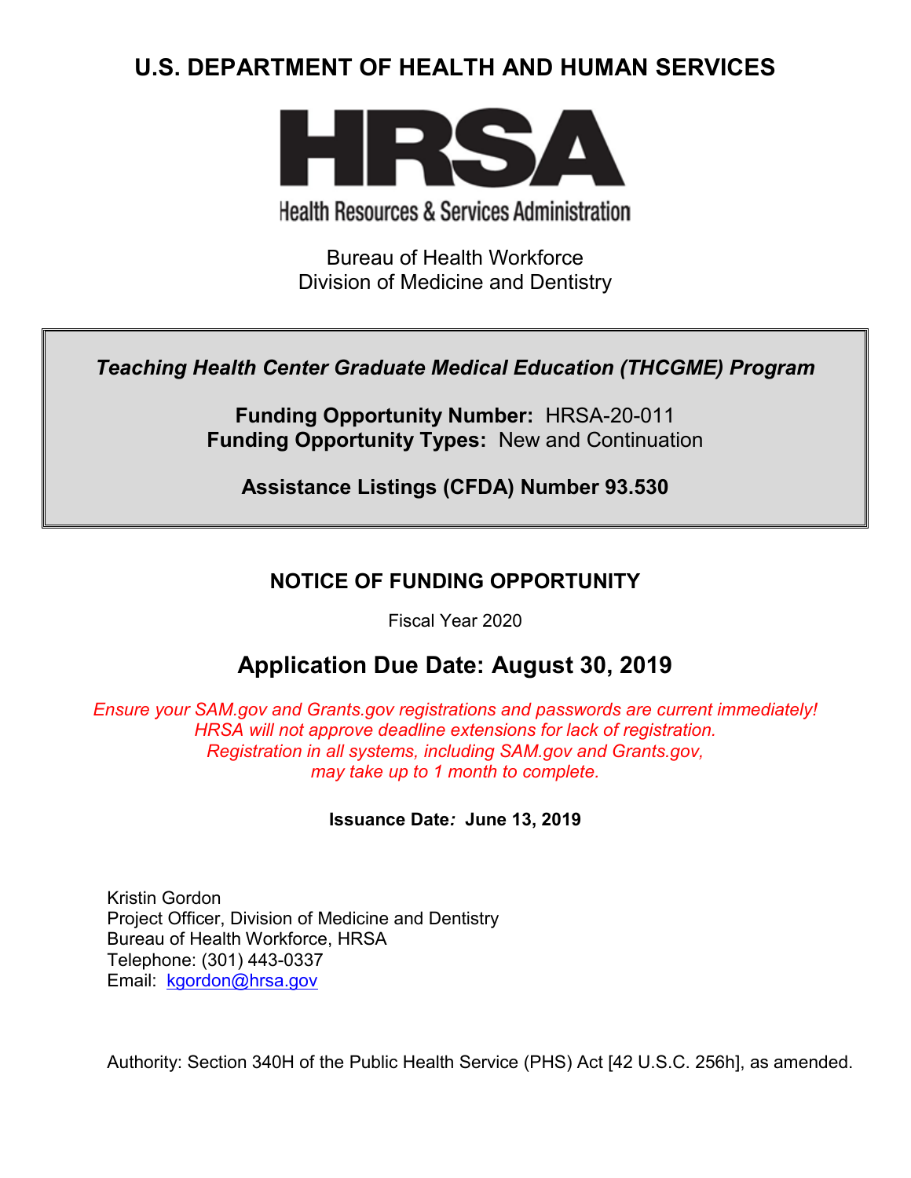# U.S. DEPARTMENT OF HEALTH AND HUMAN SERVICES

**HRSA**

Health Resources & Services Administration

Bureau of Health Workforce
Division of Medicine and Dentistry

***Teaching Health Center Graduate Medical Education (THCGME) Program***

**Funding Opportunity Number:** HRSA-20-011
**Funding Opportunity Types:** New and Continuation

**Assistance Listings (CFDA) Number 93.530**

## NOTICE OF FUNDING OPPORTUNITY

Fiscal Year 2020

## Application Due Date: August 30, 2019

*Ensure your SAM.gov and Grants.gov registrations and passwords are current immediately! HRSA will not approve deadline extensions for lack of registration. Registration in all systems, including SAM.gov and Grants.gov, may take up to 1 month to complete.*

**Issuance Date: June 13, 2019**

Kristin Gordon
Project Officer, Division of Medicine and Dentistry
Bureau of Health Workforce, HRSA
Telephone: (301) 443-0337
Email: kgordon@hrsa.gov

Authority: Section 340H of the Public Health Service (PHS) Act [42 U.S.C. 256h], as amended.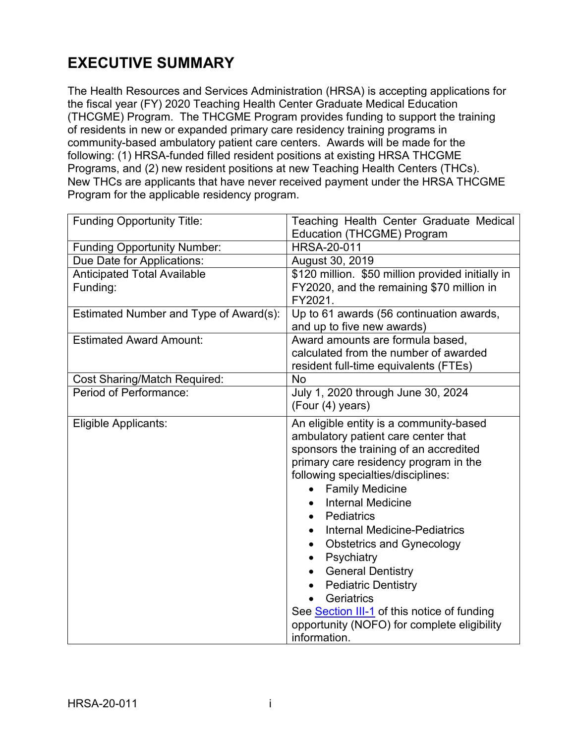# EXECUTIVE SUMMARY

The Health Resources and Services Administration (HRSA) is accepting applications for the fiscal year (FY) 2020 Teaching Health Center Graduate Medical Education (THCGME) Program. The THCGME Program provides funding to support the training of residents in new or expanded primary care residency training programs in community-based ambulatory patient care centers. Awards will be made for the following: (1) HRSA-funded filled resident positions at existing HRSA THCGME Programs, and (2) new resident positions at new Teaching Health Centers (THCs). New THCs are applicants that have never received payment under the HRSA THCGME Program for the applicable residency program.

| | |
|---|---|
| Funding Opportunity Title: | Teaching Health Center Graduate Medical Education (THCGME) Program |
| Funding Opportunity Number: | HRSA-20-011 |
| Due Date for Applications: | August 30, 2019 |
| Anticipated Total Available Funding: | $120 million. $50 million provided initially in FY2020, and the remaining $70 million in FY2021. |
| Estimated Number and Type of Award(s): | Up to 61 awards (56 continuation awards, and up to five new awards) |
| Estimated Award Amount: | Award amounts are formula based, calculated from the number of awarded resident full-time equivalents (FTEs) |
| Cost Sharing/Match Required: | No |
| Period of Performance: | July 1, 2020 through June 30, 2024 (Four (4) years) |
| Eligible Applicants: | An eligible entity is a community-based ambulatory patient care center that sponsors the training of an accredited primary care residency program in the following specialties/disciplines: <br>• Family Medicine <br>• Internal Medicine <br>• Pediatrics <br>• Internal Medicine-Pediatrics <br>• Obstetrics and Gynecology <br>• Psychiatry <br>• General Dentistry <br>• Pediatric Dentistry <br>• Geriatrics <br>See Section III-1 of this notice of funding opportunity (NOFO) for complete eligibility information. |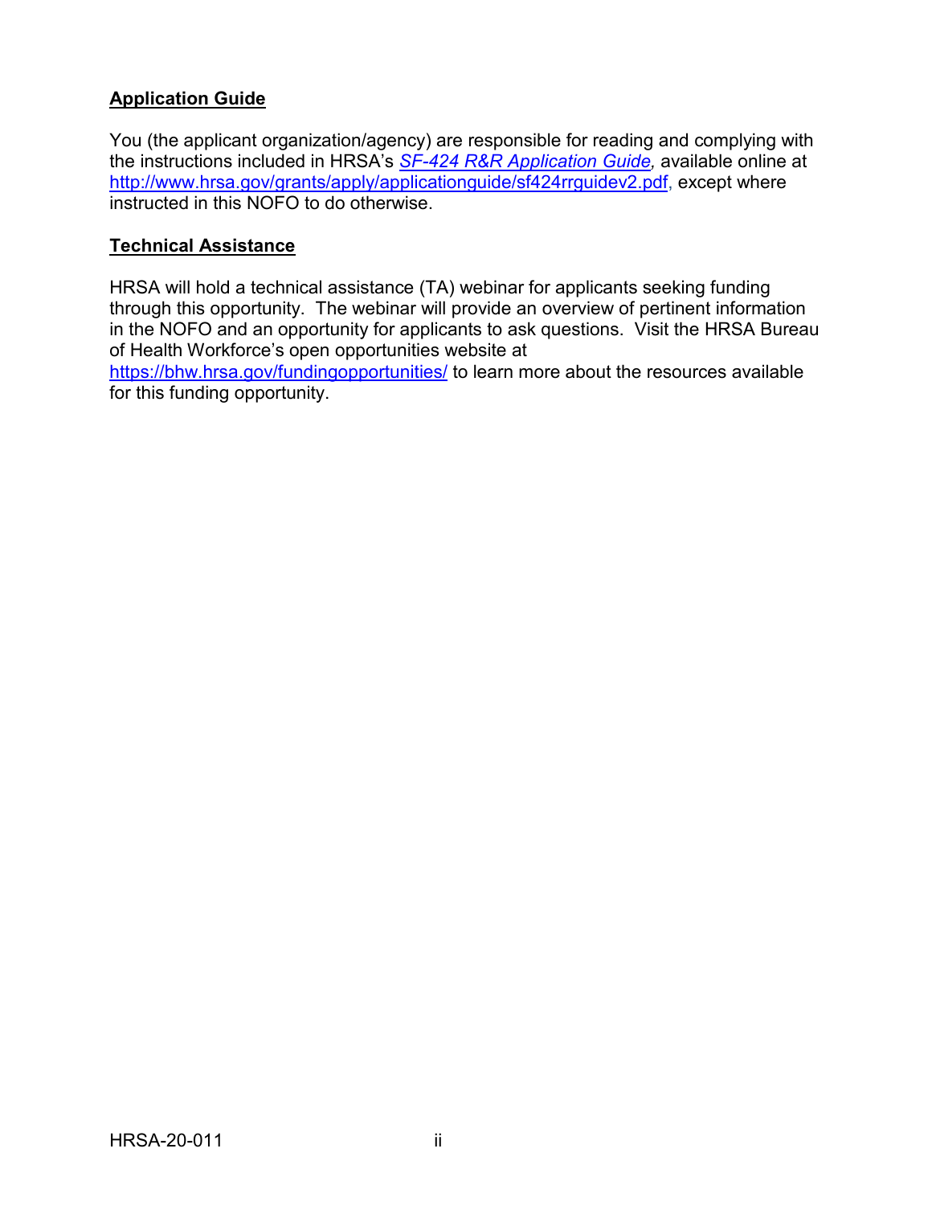**Application Guide**

You (the applicant organization/agency) are responsible for reading and complying with the instructions included in HRSA's *[SF-424 R&R Application Guide](http://www.hrsa.gov/grants/apply/applicationguide/sf424rrguidev2.pdf),* available online at [http://www.hrsa.gov/grants/apply/applicationguide/sf424rrguidev2.pdf](http://www.hrsa.gov/grants/apply/applicationguide/sf424rrguidev2.pdf), except where instructed in this NOFO to do otherwise.

**Technical Assistance**

HRSA will hold a technical assistance (TA) webinar for applicants seeking funding through this opportunity. The webinar will provide an overview of pertinent information in the NOFO and an opportunity for applicants to ask questions. Visit the HRSA Bureau of Health Workforce's open opportunities website at [https://bhw.hrsa.gov/fundingopportunities/](https://bhw.hrsa.gov/fundingopportunities/) to learn more about the resources available for this funding opportunity.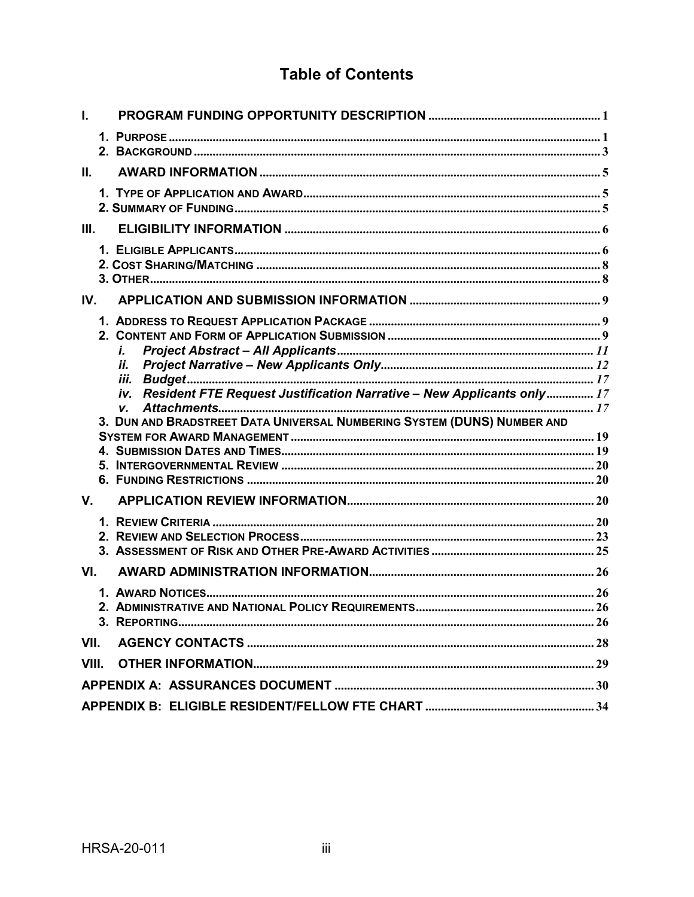# Table of Contents

**I. PROGRAM FUNDING OPPORTUNITY DESCRIPTION** ..... 1

1. PURPOSE ..... 1
2. BACKGROUND ..... 3

**II. AWARD INFORMATION** ..... 5

1. TYPE OF APPLICATION AND AWARD ..... 5
2. SUMMARY OF FUNDING ..... 5

**III. ELIGIBILITY INFORMATION** ..... 6

1. ELIGIBLE APPLICANTS ..... 6
2. COST SHARING/MATCHING ..... 8
3. OTHER ..... 8

**IV. APPLICATION AND SUBMISSION INFORMATION** ..... 9

1. ADDRESS TO REQUEST APPLICATION PACKAGE ..... 9
2. CONTENT AND FORM OF APPLICATION SUBMISSION ..... 9
   - *i. Project Abstract – All Applicants* ..... 11
   - *ii. Project Narrative – New Applicants Only* ..... 12
   - *iii. Budget* ..... 17
   - *iv. Resident FTE Request Justification Narrative – New Applicants only* ..... 17
   - *v. Attachments* ..... 17
3. DUN AND BRADSTREET DATA UNIVERSAL NUMBERING SYSTEM (DUNS) NUMBER AND SYSTEM FOR AWARD MANAGEMENT ..... 19
4. SUBMISSION DATES AND TIMES ..... 19
5. INTERGOVERNMENTAL REVIEW ..... 20
6. FUNDING RESTRICTIONS ..... 20

**V. APPLICATION REVIEW INFORMATION** ..... 20

1. REVIEW CRITERIA ..... 20
2. REVIEW AND SELECTION PROCESS ..... 23
3. ASSESSMENT OF RISK AND OTHER PRE-AWARD ACTIVITIES ..... 25

**VI. AWARD ADMINISTRATION INFORMATION** ..... 26

1. AWARD NOTICES ..... 26
2. ADMINISTRATIVE AND NATIONAL POLICY REQUIREMENTS ..... 26
3. REPORTING ..... 26

**VII. AGENCY CONTACTS** ..... 28

**VIII. OTHER INFORMATION** ..... 29

**APPENDIX A: ASSURANCES DOCUMENT** ..... 30

**APPENDIX B: ELIGIBLE RESIDENT/FELLOW FTE CHART** ..... 34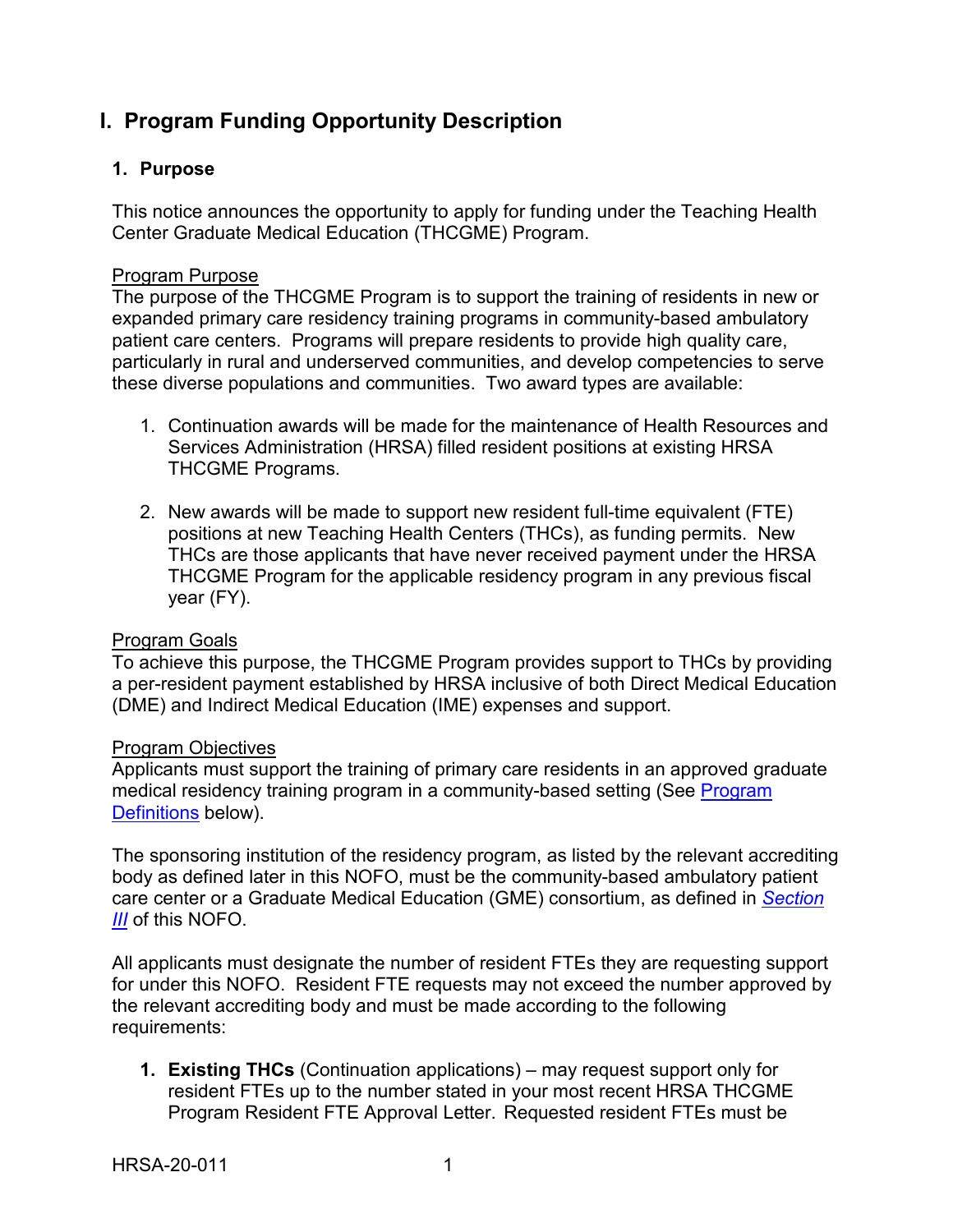# I. Program Funding Opportunity Description

## 1. Purpose

This notice announces the opportunity to apply for funding under the Teaching Health Center Graduate Medical Education (THCGME) Program.

Program Purpose

The purpose of the THCGME Program is to support the training of residents in new or expanded primary care residency training programs in community-based ambulatory patient care centers. Programs will prepare residents to provide high quality care, particularly in rural and underserved communities, and develop competencies to serve these diverse populations and communities. Two award types are available:

1. Continuation awards will be made for the maintenance of Health Resources and Services Administration (HRSA) filled resident positions at existing HRSA THCGME Programs.

2. New awards will be made to support new resident full-time equivalent (FTE) positions at new Teaching Health Centers (THCs), as funding permits. New THCs are those applicants that have never received payment under the HRSA THCGME Program for the applicable residency program in any previous fiscal year (FY).

Program Goals

To achieve this purpose, the THCGME Program provides support to THCs by providing a per-resident payment established by HRSA inclusive of both Direct Medical Education (DME) and Indirect Medical Education (IME) expenses and support.

Program Objectives

Applicants must support the training of primary care residents in an approved graduate medical residency training program in a community-based setting (See Program Definitions below).

The sponsoring institution of the residency program, as listed by the relevant accrediting body as defined later in this NOFO, must be the community-based ambulatory patient care center or a Graduate Medical Education (GME) consortium, as defined in *Section III* of this NOFO.

All applicants must designate the number of resident FTEs they are requesting support for under this NOFO. Resident FTE requests may not exceed the number approved by the relevant accrediting body and must be made according to the following requirements:

1. **Existing THCs** (Continuation applications) – may request support only for resident FTEs up to the number stated in your most recent HRSA THCGME Program Resident FTE Approval Letter. Requested resident FTEs must be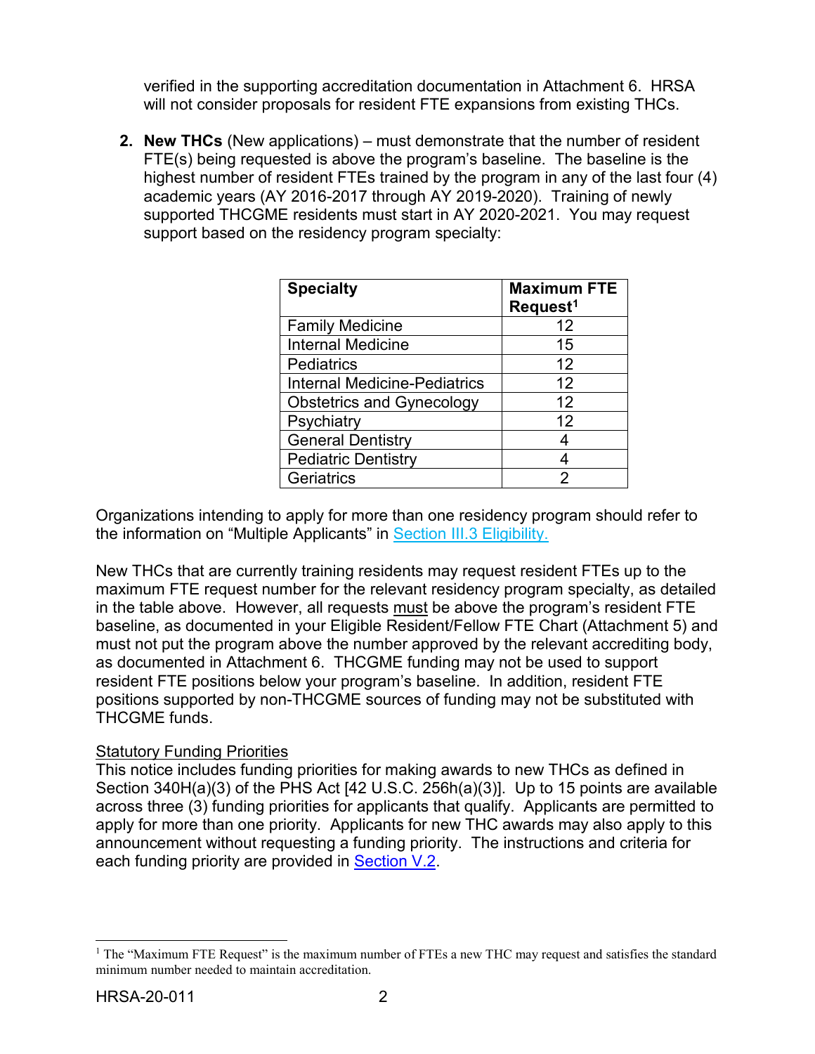verified in the supporting accreditation documentation in Attachment 6. HRSA will not consider proposals for resident FTE expansions from existing THCs.

2. **New THCs** (New applications) – must demonstrate that the number of resident FTE(s) being requested is above the program's baseline. The baseline is the highest number of resident FTEs trained by the program in any of the last four (4) academic years (AY 2016-2017 through AY 2019-2020). Training of newly supported THCGME residents must start in AY 2020-2021. You may request support based on the residency program specialty:

| Specialty | Maximum FTE Request[1] |
|---|---|
| Family Medicine | 12 |
| Internal Medicine | 15 |
| Pediatrics | 12 |
| Internal Medicine-Pediatrics | 12 |
| Obstetrics and Gynecology | 12 |
| Psychiatry | 12 |
| General Dentistry | 4 |
| Pediatric Dentistry | 4 |
| Geriatrics | 2 |

Organizations intending to apply for more than one residency program should refer to the information on "Multiple Applicants" in Section III.3 Eligibility.

New THCs that are currently training residents may request resident FTEs up to the maximum FTE request number for the relevant residency program specialty, as detailed in the table above. However, all requests must be above the program's resident FTE baseline, as documented in your Eligible Resident/Fellow FTE Chart (Attachment 5) and must not put the program above the number approved by the relevant accrediting body, as documented in Attachment 6. THCGME funding may not be used to support resident FTE positions below your program's baseline. In addition, resident FTE positions supported by non-THCGME sources of funding may not be substituted with THCGME funds.

Statutory Funding Priorities

This notice includes funding priorities for making awards to new THCs as defined in Section 340H(a)(3) of the PHS Act [42 U.S.C. 256h(a)(3)]. Up to 15 points are available across three (3) funding priorities for applicants that qualify. Applicants are permitted to apply for more than one priority. Applicants for new THC awards may also apply to this announcement without requesting a funding priority. The instructions and criteria for each funding priority are provided in Section V.2.

[1] The "Maximum FTE Request" is the maximum number of FTEs a new THC may request and satisfies the standard minimum number needed to maintain accreditation.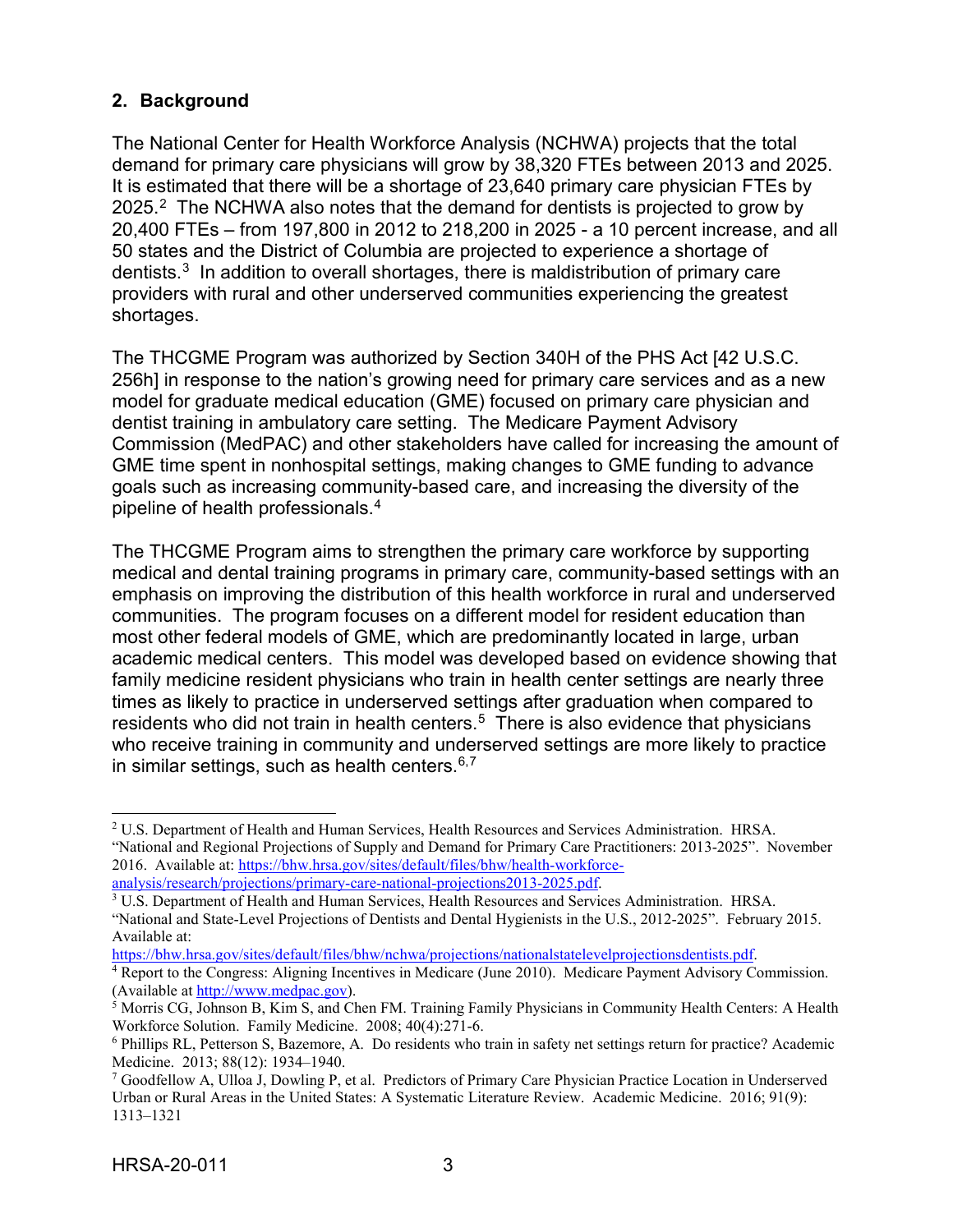## 2. Background

The National Center for Health Workforce Analysis (NCHWA) projects that the total demand for primary care physicians will grow by 38,320 FTEs between 2013 and 2025. It is estimated that there will be a shortage of 23,640 primary care physician FTEs by 2025.[2] The NCHWA also notes that the demand for dentists is projected to grow by 20,400 FTEs – from 197,800 in 2012 to 218,200 in 2025 - a 10 percent increase, and all 50 states and the District of Columbia are projected to experience a shortage of dentists.[3] In addition to overall shortages, there is maldistribution of primary care providers with rural and other underserved communities experiencing the greatest shortages.

The THCGME Program was authorized by Section 340H of the PHS Act [42 U.S.C. 256h] in response to the nation's growing need for primary care services and as a new model for graduate medical education (GME) focused on primary care physician and dentist training in ambulatory care setting. The Medicare Payment Advisory Commission (MedPAC) and other stakeholders have called for increasing the amount of GME time spent in nonhospital settings, making changes to GME funding to advance goals such as increasing community-based care, and increasing the diversity of the pipeline of health professionals.[4]

The THCGME Program aims to strengthen the primary care workforce by supporting medical and dental training programs in primary care, community-based settings with an emphasis on improving the distribution of this health workforce in rural and underserved communities. The program focuses on a different model for resident education than most other federal models of GME, which are predominantly located in large, urban academic medical centers. This model was developed based on evidence showing that family medicine resident physicians who train in health center settings are nearly three times as likely to practice in underserved settings after graduation when compared to residents who did not train in health centers.[5] There is also evidence that physicians who receive training in community and underserved settings are more likely to practice in similar settings, such as health centers.[6,7]

---

[2] U.S. Department of Health and Human Services, Health Resources and Services Administration. HRSA. "National and Regional Projections of Supply and Demand for Primary Care Practitioners: 2013-2025". November 2016. Available at: https://bhw.hrsa.gov/sites/default/files/bhw/health-workforce-analysis/research/projections/primary-care-national-projections2013-2025.pdf.

[3] U.S. Department of Health and Human Services, Health Resources and Services Administration. HRSA. "National and State-Level Projections of Dentists and Dental Hygienists in the U.S., 2012-2025". February 2015. Available at: https://bhw.hrsa.gov/sites/default/files/bhw/nchwa/projections/nationalstatelevelprojectionsdentists.pdf.

[4] Report to the Congress: Aligning Incentives in Medicare (June 2010). Medicare Payment Advisory Commission. (Available at http://www.medpac.gov).

[5] Morris CG, Johnson B, Kim S, and Chen FM. Training Family Physicians in Community Health Centers: A Health Workforce Solution. Family Medicine. 2008; 40(4):271-6.

[6] Phillips RL, Petterson S, Bazemore, A. Do residents who train in safety net settings return for practice? Academic Medicine. 2013; 88(12): 1934–1940.

[7] Goodfellow A, Ulloa J, Dowling P, et al. Predictors of Primary Care Physician Practice Location in Underserved Urban or Rural Areas in the United States: A Systematic Literature Review. Academic Medicine. 2016; 91(9): 1313–1321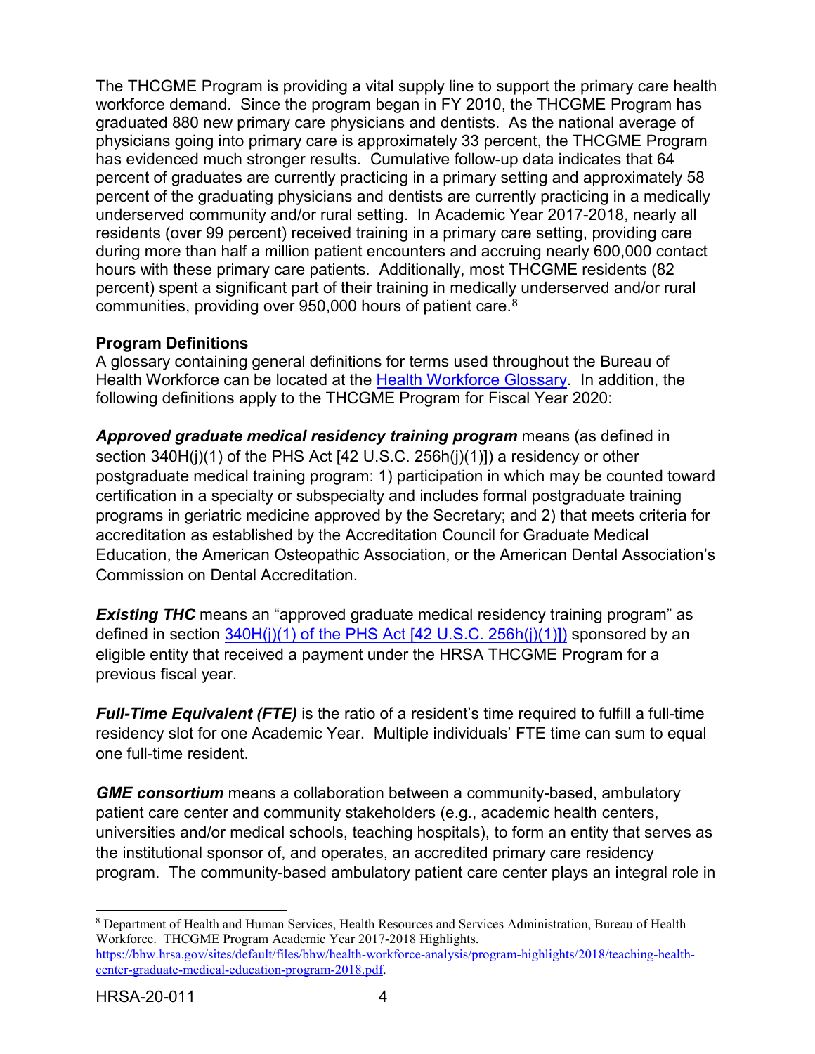The THCGME Program is providing a vital supply line to support the primary care health workforce demand. Since the program began in FY 2010, the THCGME Program has graduated 880 new primary care physicians and dentists. As the national average of physicians going into primary care is approximately 33 percent, the THCGME Program has evidenced much stronger results. Cumulative follow-up data indicates that 64 percent of graduates are currently practicing in a primary setting and approximately 58 percent of the graduating physicians and dentists are currently practicing in a medically underserved community and/or rural setting. In Academic Year 2017-2018, nearly all residents (over 99 percent) received training in a primary care setting, providing care during more than half a million patient encounters and accruing nearly 600,000 contact hours with these primary care patients. Additionally, most THCGME residents (82 percent) spent a significant part of their training in medically underserved and/or rural communities, providing over 950,000 hours of patient care.[8]

**Program Definitions**

A glossary containing general definitions for terms used throughout the Bureau of Health Workforce can be located at the [Health Workforce Glossary](). In addition, the following definitions apply to the THCGME Program for Fiscal Year 2020:

***Approved graduate medical residency training program*** means (as defined in section 340H(j)(1) of the PHS Act [42 U.S.C. 256h(j)(1)]) a residency or other postgraduate medical training program: 1) participation in which may be counted toward certification in a specialty or subspecialty and includes formal postgraduate training programs in geriatric medicine approved by the Secretary; and 2) that meets criteria for accreditation as established by the Accreditation Council for Graduate Medical Education, the American Osteopathic Association, or the American Dental Association's Commission on Dental Accreditation.

***Existing THC*** means an "approved graduate medical residency training program" as defined in section [340H(j)(1) of the PHS Act [42 U.S.C. 256h(j)(1)]]() sponsored by an eligible entity that received a payment under the HRSA THCGME Program for a previous fiscal year.

***Full-Time Equivalent (FTE)*** is the ratio of a resident's time required to fulfill a full-time residency slot for one Academic Year. Multiple individuals' FTE time can sum to equal one full-time resident.

***GME consortium*** means a collaboration between a community-based, ambulatory patient care center and community stakeholders (e.g., academic health centers, universities and/or medical schools, teaching hospitals), to form an entity that serves as the institutional sponsor of, and operates, an accredited primary care residency program. The community-based ambulatory patient care center plays an integral role in

---

[8] Department of Health and Human Services, Health Resources and Services Administration, Bureau of Health Workforce. THCGME Program Academic Year 2017-2018 Highlights. https://bhw.hrsa.gov/sites/default/files/bhw/health-workforce-analysis/program-highlights/2018/teaching-health-center-graduate-medical-education-program-2018.pdf.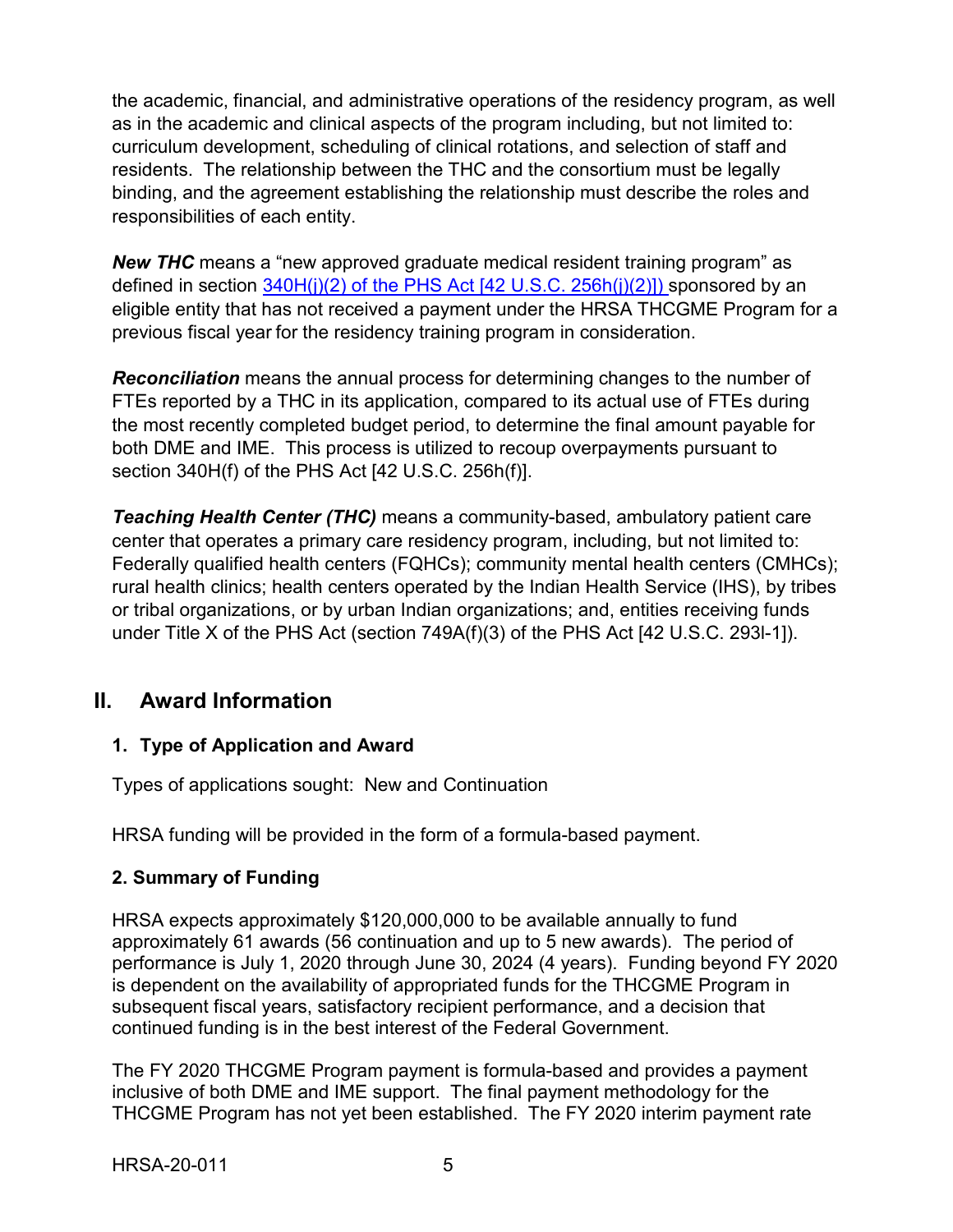the academic, financial, and administrative operations of the residency program, as well as in the academic and clinical aspects of the program including, but not limited to: curriculum development, scheduling of clinical rotations, and selection of staff and residents. The relationship between the THC and the consortium must be legally binding, and the agreement establishing the relationship must describe the roles and responsibilities of each entity.

***New THC*** means a "new approved graduate medical resident training program" as defined in section [340H(j)(2) of the PHS Act [42 U.S.C. 256h(j)(2)]] sponsored by an eligible entity that has not received a payment under the HRSA THCGME Program for a previous fiscal year for the residency training program in consideration.

***Reconciliation*** means the annual process for determining changes to the number of FTEs reported by a THC in its application, compared to its actual use of FTEs during the most recently completed budget period, to determine the final amount payable for both DME and IME. This process is utilized to recoup overpayments pursuant to section 340H(f) of the PHS Act [42 U.S.C. 256h(f)].

***Teaching Health Center (THC)*** means a community-based, ambulatory patient care center that operates a primary care residency program, including, but not limited to: Federally qualified health centers (FQHCs); community mental health centers (CMHCs); rural health clinics; health centers operated by the Indian Health Service (IHS), by tribes or tribal organizations, or by urban Indian organizations; and, entities receiving funds under Title X of the PHS Act (section 749A(f)(3) of the PHS Act [42 U.S.C. 293l-1]).

## II. Award Information

### 1. Type of Application and Award

Types of applications sought: New and Continuation

HRSA funding will be provided in the form of a formula-based payment.

### 2. Summary of Funding

HRSA expects approximately $120,000,000 to be available annually to fund approximately 61 awards (56 continuation and up to 5 new awards). The period of performance is July 1, 2020 through June 30, 2024 (4 years). Funding beyond FY 2020 is dependent on the availability of appropriated funds for the THCGME Program in subsequent fiscal years, satisfactory recipient performance, and a decision that continued funding is in the best interest of the Federal Government.

The FY 2020 THCGME Program payment is formula-based and provides a payment inclusive of both DME and IME support. The final payment methodology for the THCGME Program has not yet been established. The FY 2020 interim payment rate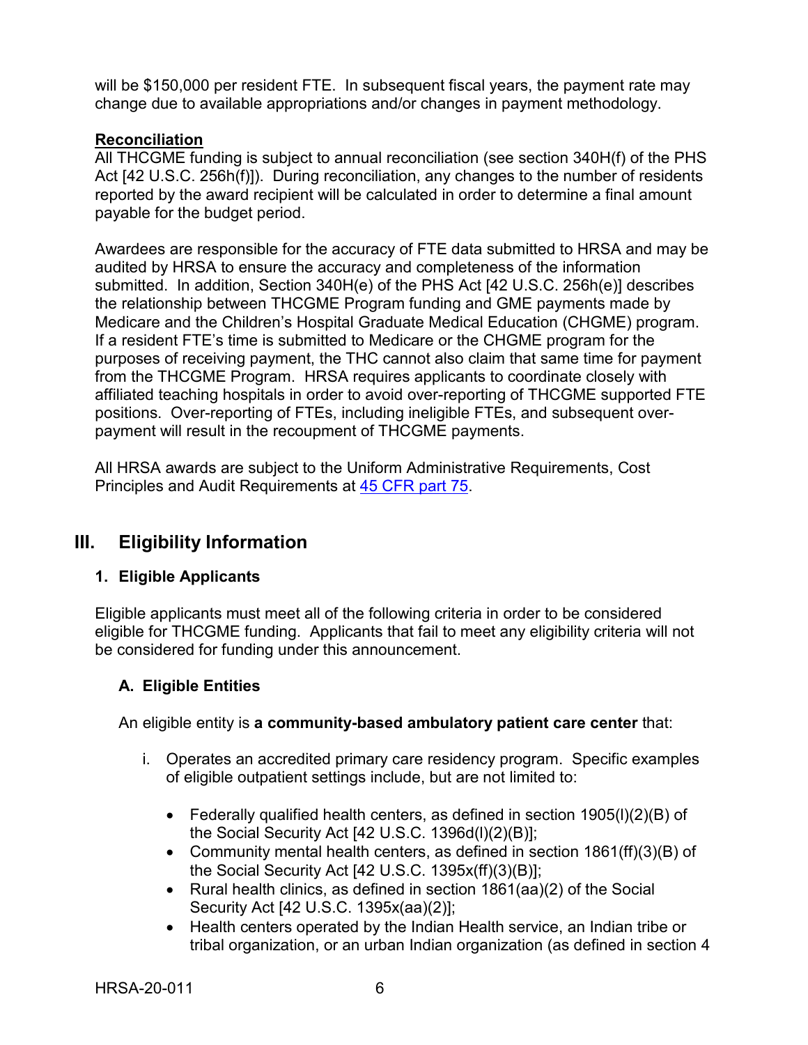will be $150,000 per resident FTE. In subsequent fiscal years, the payment rate may change due to available appropriations and/or changes in payment methodology.

**Reconciliation**

All THCGME funding is subject to annual reconciliation (see section 340H(f) of the PHS Act [42 U.S.C. 256h(f)]). During reconciliation, any changes to the number of residents reported by the award recipient will be calculated in order to determine a final amount payable for the budget period.

Awardees are responsible for the accuracy of FTE data submitted to HRSA and may be audited by HRSA to ensure the accuracy and completeness of the information submitted. In addition, Section 340H(e) of the PHS Act [42 U.S.C. 256h(e)] describes the relationship between THCGME Program funding and GME payments made by Medicare and the Children's Hospital Graduate Medical Education (CHGME) program. If a resident FTE's time is submitted to Medicare or the CHGME program for the purposes of receiving payment, the THC cannot also claim that same time for payment from the THCGME Program. HRSA requires applicants to coordinate closely with affiliated teaching hospitals in order to avoid over-reporting of THCGME supported FTE positions. Over-reporting of FTEs, including ineligible FTEs, and subsequent over-payment will result in the recoupment of THCGME payments.

All HRSA awards are subject to the Uniform Administrative Requirements, Cost Principles and Audit Requirements at [45 CFR part 75](45 CFR part 75).

## III. Eligibility Information

### 1. Eligible Applicants

Eligible applicants must meet all of the following criteria in order to be considered eligible for THCGME funding. Applicants that fail to meet any eligibility criteria will not be considered for funding under this announcement.

#### A. Eligible Entities

An eligible entity is **a community-based ambulatory patient care center** that:

i. Operates an accredited primary care residency program. Specific examples of eligible outpatient settings include, but are not limited to:

- Federally qualified health centers, as defined in section 1905(l)(2)(B) of the Social Security Act [42 U.S.C. 1396d(l)(2)(B)];
- Community mental health centers, as defined in section 1861(ff)(3)(B) of the Social Security Act [42 U.S.C. 1395x(ff)(3)(B)];
- Rural health clinics, as defined in section 1861(aa)(2) of the Social Security Act [42 U.S.C. 1395x(aa)(2)];
- Health centers operated by the Indian Health service, an Indian tribe or tribal organization, or an urban Indian organization (as defined in section 4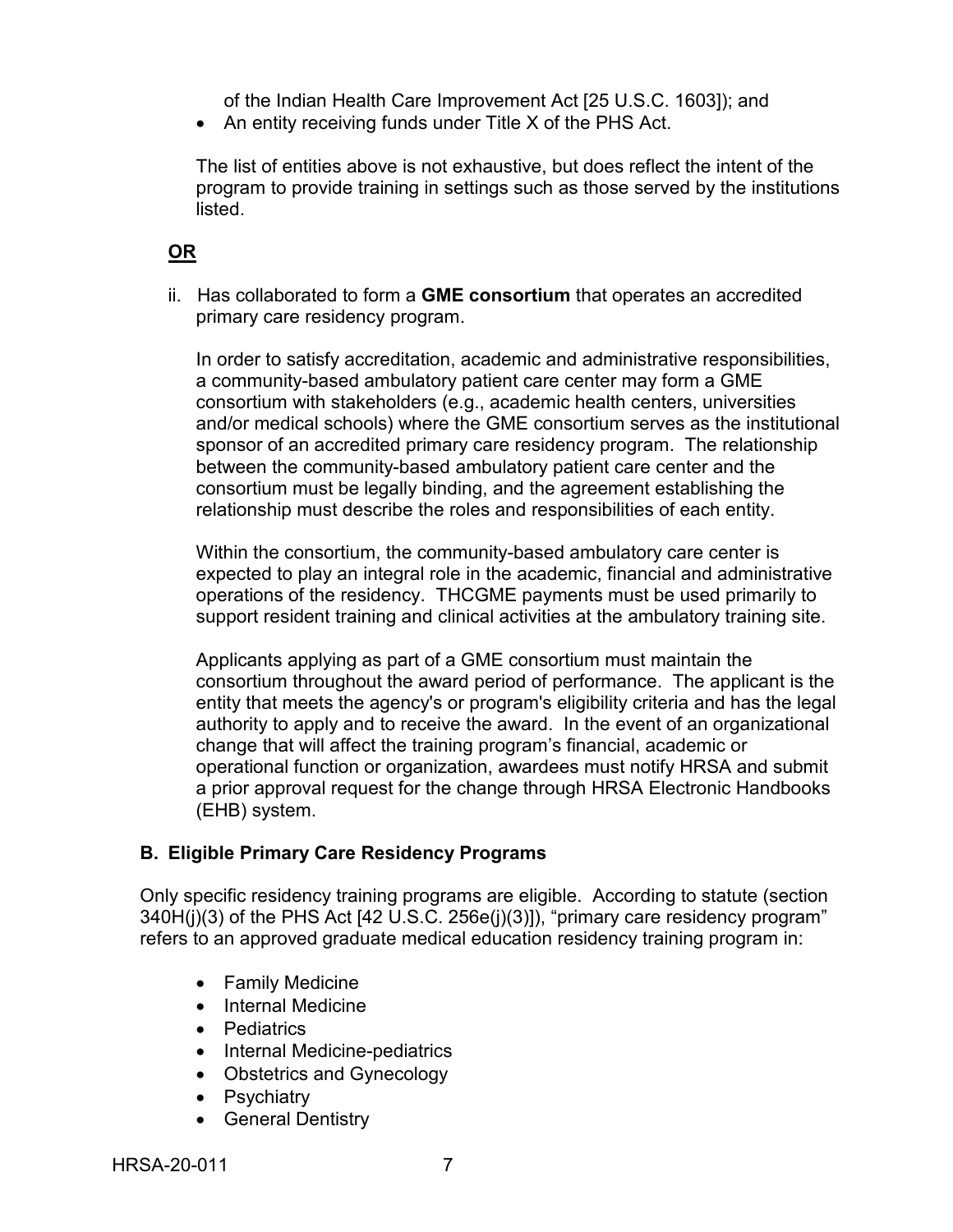of the Indian Health Care Improvement Act [25 U.S.C. 1603]); and

- An entity receiving funds under Title X of the PHS Act.

The list of entities above is not exhaustive, but does reflect the intent of the program to provide training in settings such as those served by the institutions listed.

**OR**

ii. Has collaborated to form a **GME consortium** that operates an accredited primary care residency program.

In order to satisfy accreditation, academic and administrative responsibilities, a community-based ambulatory patient care center may form a GME consortium with stakeholders (e.g., academic health centers, universities and/or medical schools) where the GME consortium serves as the institutional sponsor of an accredited primary care residency program. The relationship between the community-based ambulatory patient care center and the consortium must be legally binding, and the agreement establishing the relationship must describe the roles and responsibilities of each entity.

Within the consortium, the community-based ambulatory care center is expected to play an integral role in the academic, financial and administrative operations of the residency. THCGME payments must be used primarily to support resident training and clinical activities at the ambulatory training site.

Applicants applying as part of a GME consortium must maintain the consortium throughout the award period of performance. The applicant is the entity that meets the agency's or program's eligibility criteria and has the legal authority to apply and to receive the award. In the event of an organizational change that will affect the training program's financial, academic or operational function or organization, awardees must notify HRSA and submit a prior approval request for the change through HRSA Electronic Handbooks (EHB) system.

### B. Eligible Primary Care Residency Programs

Only specific residency training programs are eligible. According to statute (section 340H(j)(3) of the PHS Act [42 U.S.C. 256e(j)(3)]), "primary care residency program" refers to an approved graduate medical education residency training program in:

- Family Medicine
- Internal Medicine
- Pediatrics
- Internal Medicine-pediatrics
- Obstetrics and Gynecology
- Psychiatry
- General Dentistry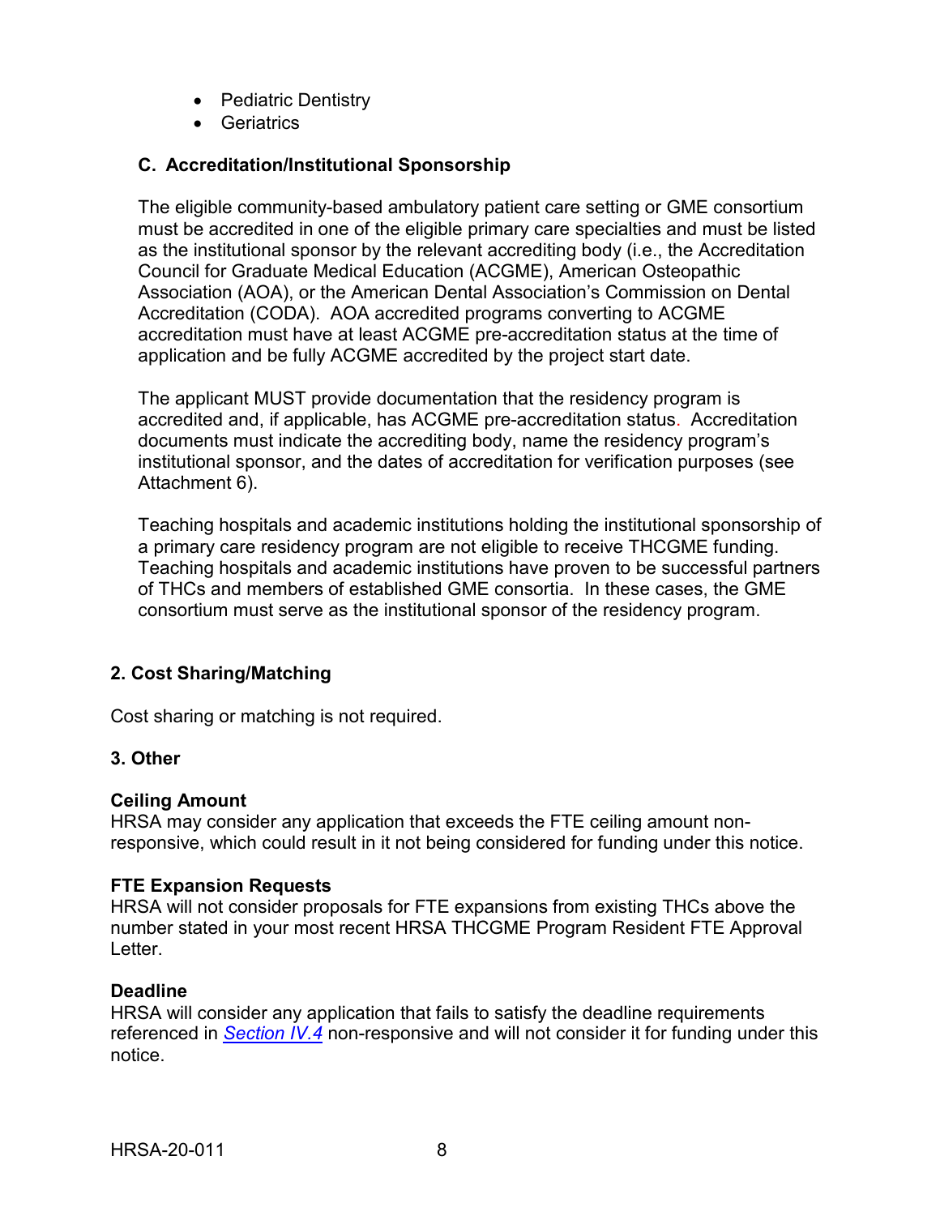- Pediatric Dentistry
- Geriatrics

### C. Accreditation/Institutional Sponsorship

The eligible community-based ambulatory patient care setting or GME consortium must be accredited in one of the eligible primary care specialties and must be listed as the institutional sponsor by the relevant accrediting body (i.e., the Accreditation Council for Graduate Medical Education (ACGME), American Osteopathic Association (AOA), or the American Dental Association's Commission on Dental Accreditation (CODA). AOA accredited programs converting to ACGME accreditation must have at least ACGME pre-accreditation status at the time of application and be fully ACGME accredited by the project start date.

The applicant MUST provide documentation that the residency program is accredited and, if applicable, has ACGME pre-accreditation status. Accreditation documents must indicate the accrediting body, name the residency program's institutional sponsor, and the dates of accreditation for verification purposes (see Attachment 6).

Teaching hospitals and academic institutions holding the institutional sponsorship of a primary care residency program are not eligible to receive THCGME funding. Teaching hospitals and academic institutions have proven to be successful partners of THCs and members of established GME consortia. In these cases, the GME consortium must serve as the institutional sponsor of the residency program.

## 2. Cost Sharing/Matching

Cost sharing or matching is not required.

## 3. Other

**Ceiling Amount**
HRSA may consider any application that exceeds the FTE ceiling amount non-responsive, which could result in it not being considered for funding under this notice.

**FTE Expansion Requests**
HRSA will not consider proposals for FTE expansions from existing THCs above the number stated in your most recent HRSA THCGME Program Resident FTE Approval Letter.

**Deadline**
HRSA will consider any application that fails to satisfy the deadline requirements referenced in *Section IV.4* non-responsive and will not consider it for funding under this notice.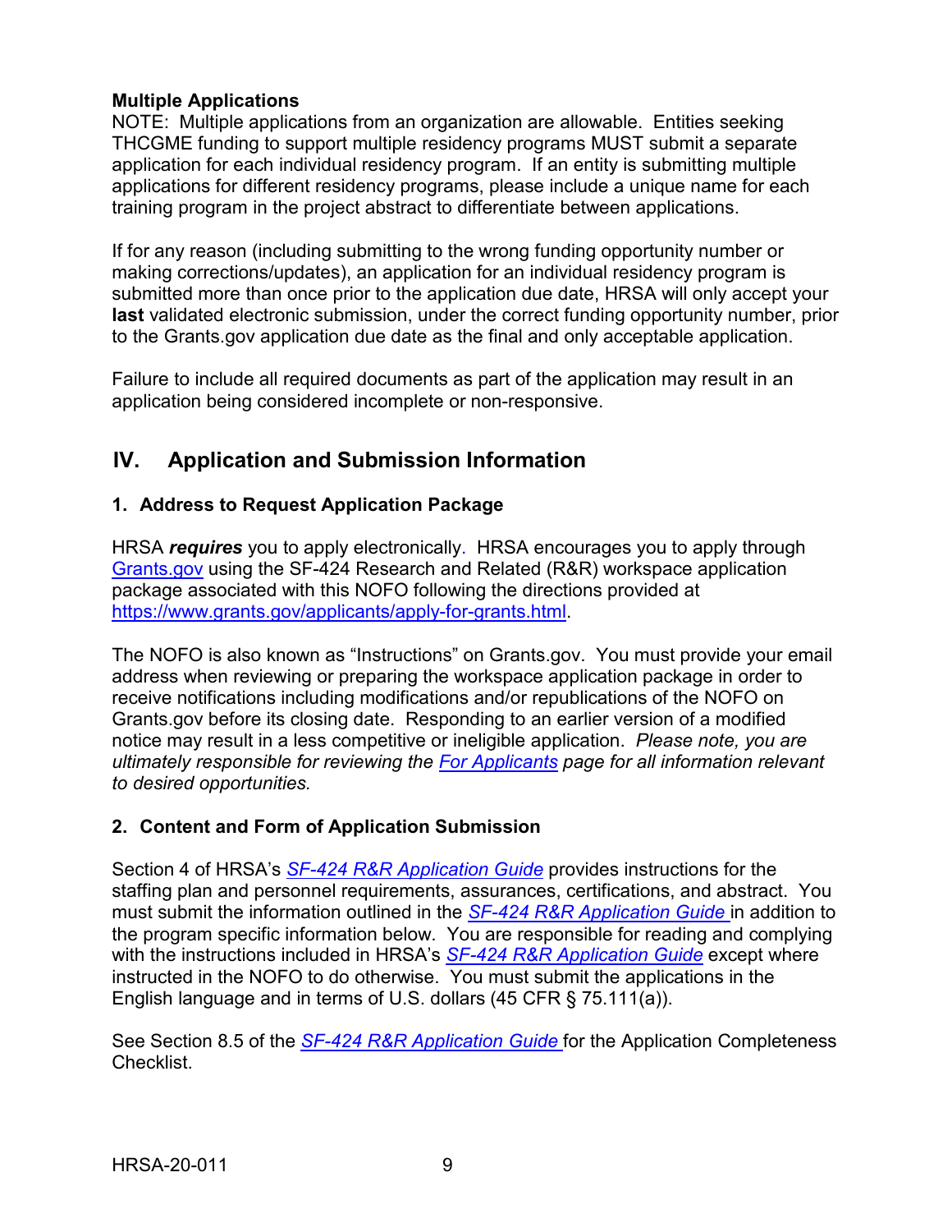**Multiple Applications**

NOTE: Multiple applications from an organization are allowable. Entities seeking THCGME funding to support multiple residency programs MUST submit a separate application for each individual residency program. If an entity is submitting multiple applications for different residency programs, please include a unique name for each training program in the project abstract to differentiate between applications.

If for any reason (including submitting to the wrong funding opportunity number or making corrections/updates), an application for an individual residency program is submitted more than once prior to the application due date, HRSA will only accept your **last** validated electronic submission, under the correct funding opportunity number, prior to the Grants.gov application due date as the final and only acceptable application.

Failure to include all required documents as part of the application may result in an application being considered incomplete or non-responsive.

## IV. Application and Submission Information

### 1. Address to Request Application Package

HRSA ***requires*** you to apply electronically. HRSA encourages you to apply through Grants.gov using the SF-424 Research and Related (R&R) workspace application package associated with this NOFO following the directions provided at https://www.grants.gov/applicants/apply-for-grants.html.

The NOFO is also known as "Instructions" on Grants.gov. You must provide your email address when reviewing or preparing the workspace application package in order to receive notifications including modifications and/or republications of the NOFO on Grants.gov before its closing date. Responding to an earlier version of a modified notice may result in a less competitive or ineligible application. *Please note, you are ultimately responsible for reviewing the For Applicants page for all information relevant to desired opportunities.*

### 2. Content and Form of Application Submission

Section 4 of HRSA's *SF-424 R&R Application Guide* provides instructions for the staffing plan and personnel requirements, assurances, certifications, and abstract. You must submit the information outlined in the *SF-424 R&R Application Guide* in addition to the program specific information below. You are responsible for reading and complying with the instructions included in HRSA's *SF-424 R&R Application Guide* except where instructed in the NOFO to do otherwise. You must submit the applications in the English language and in terms of U.S. dollars (45 CFR § 75.111(a)).

See Section 8.5 of the *SF-424 R&R Application Guide* for the Application Completeness Checklist.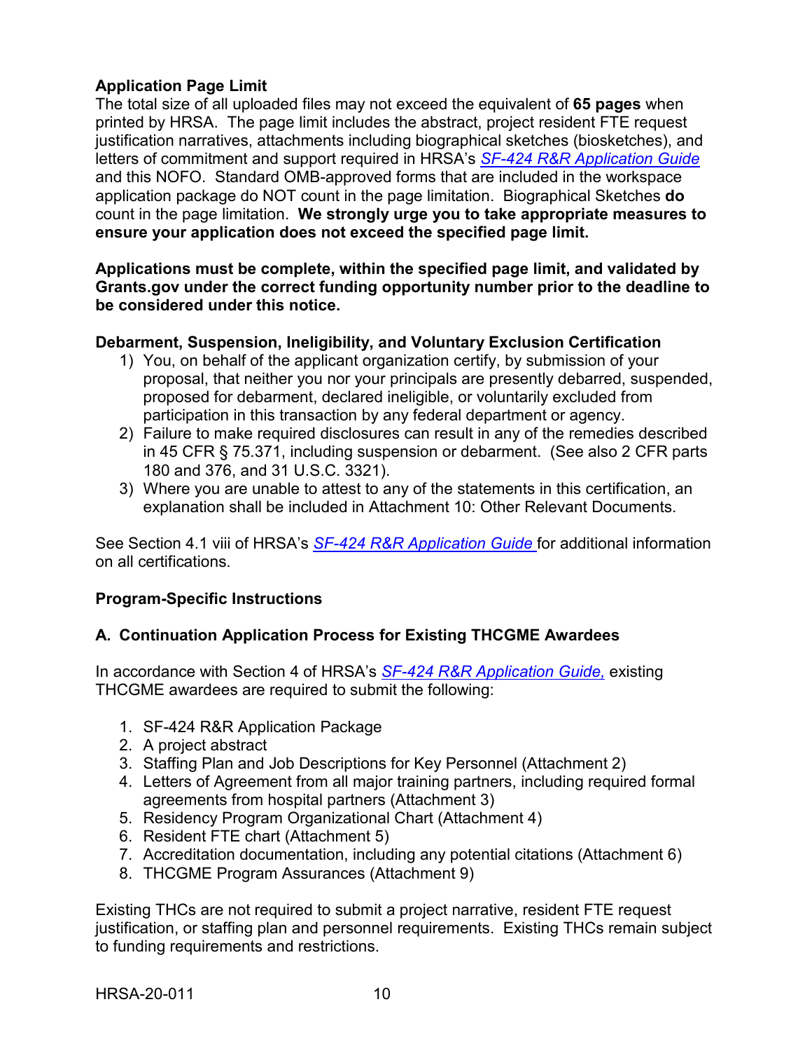**Application Page Limit**

The total size of all uploaded files may not exceed the equivalent of **65 pages** when printed by HRSA. The page limit includes the abstract, project resident FTE request justification narratives, attachments including biographical sketches (biosketches), and letters of commitment and support required in HRSA's *SF-424 R&R Application Guide* and this NOFO. Standard OMB-approved forms that are included in the workspace application package do NOT count in the page limitation. Biographical Sketches **do** count in the page limitation. **We strongly urge you to take appropriate measures to ensure your application does not exceed the specified page limit.**

**Applications must be complete, within the specified page limit, and validated by Grants.gov under the correct funding opportunity number prior to the deadline to be considered under this notice.**

**Debarment, Suspension, Ineligibility, and Voluntary Exclusion Certification**

1) You, on behalf of the applicant organization certify, by submission of your proposal, that neither you nor your principals are presently debarred, suspended, proposed for debarment, declared ineligible, or voluntarily excluded from participation in this transaction by any federal department or agency.
2) Failure to make required disclosures can result in any of the remedies described in 45 CFR § 75.371, including suspension or debarment. (See also 2 CFR parts 180 and 376, and 31 U.S.C. 3321).
3) Where you are unable to attest to any of the statements in this certification, an explanation shall be included in Attachment 10: Other Relevant Documents.

See Section 4.1 viii of HRSA's *SF-424 R&R Application Guide* for additional information on all certifications.

**Program-Specific Instructions**

**A. Continuation Application Process for Existing THCGME Awardees**

In accordance with Section 4 of HRSA's *SF-424 R&R Application Guide,* existing THCGME awardees are required to submit the following:

1. SF-424 R&R Application Package
2. A project abstract
3. Staffing Plan and Job Descriptions for Key Personnel (Attachment 2)
4. Letters of Agreement from all major training partners, including required formal agreements from hospital partners (Attachment 3)
5. Residency Program Organizational Chart (Attachment 4)
6. Resident FTE chart (Attachment 5)
7. Accreditation documentation, including any potential citations (Attachment 6)
8. THCGME Program Assurances (Attachment 9)

Existing THCs are not required to submit a project narrative, resident FTE request justification, or staffing plan and personnel requirements. Existing THCs remain subject to funding requirements and restrictions.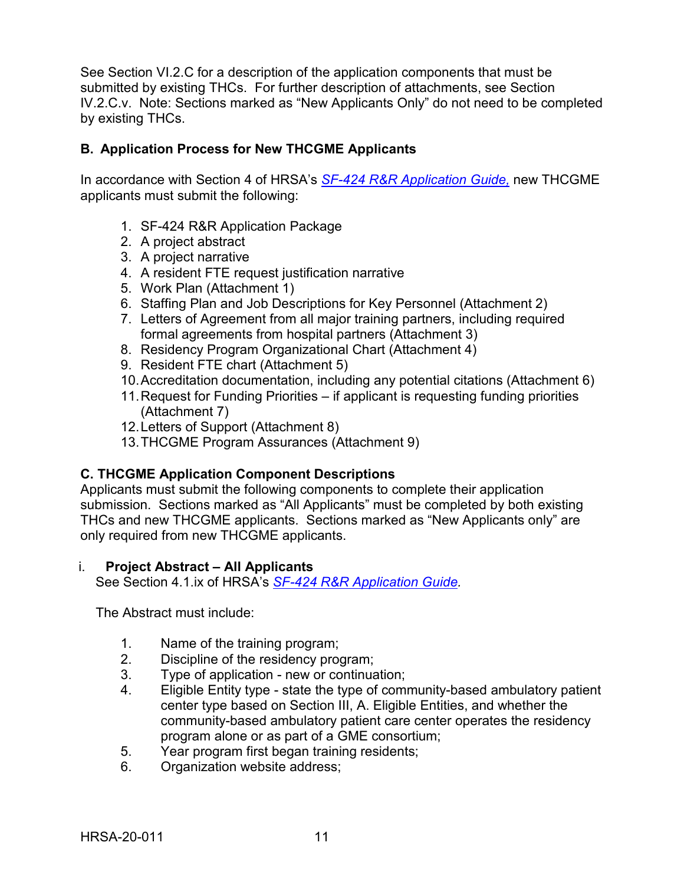See Section VI.2.C for a description of the application components that must be submitted by existing THCs. For further description of attachments, see Section IV.2.C.v. Note: Sections marked as "New Applicants Only" do not need to be completed by existing THCs.

### B. Application Process for New THCGME Applicants

In accordance with Section 4 of HRSA's *SF-424 R&R Application Guide,* new THCGME applicants must submit the following:

1. SF-424 R&R Application Package
2. A project abstract
3. A project narrative
4. A resident FTE request justification narrative
5. Work Plan (Attachment 1)
6. Staffing Plan and Job Descriptions for Key Personnel (Attachment 2)
7. Letters of Agreement from all major training partners, including required formal agreements from hospital partners (Attachment 3)
8. Residency Program Organizational Chart (Attachment 4)
9. Resident FTE chart (Attachment 5)
10. Accreditation documentation, including any potential citations (Attachment 6)
11. Request for Funding Priorities – if applicant is requesting funding priorities (Attachment 7)
12. Letters of Support (Attachment 8)
13. THCGME Program Assurances (Attachment 9)

### C. THCGME Application Component Descriptions

Applicants must submit the following components to complete their application submission. Sections marked as "All Applicants" must be completed by both existing THCs and new THCGME applicants. Sections marked as "New Applicants only" are only required from new THCGME applicants.

#### i. Project Abstract – All Applicants

See Section 4.1.ix of HRSA's *SF-424 R&R Application Guide.*

The Abstract must include:

1. Name of the training program;
2. Discipline of the residency program;
3. Type of application - new or continuation;
4. Eligible Entity type - state the type of community-based ambulatory patient center type based on Section III, A. Eligible Entities, and whether the community-based ambulatory patient care center operates the residency program alone or as part of a GME consortium;
5. Year program first began training residents;
6. Organization website address;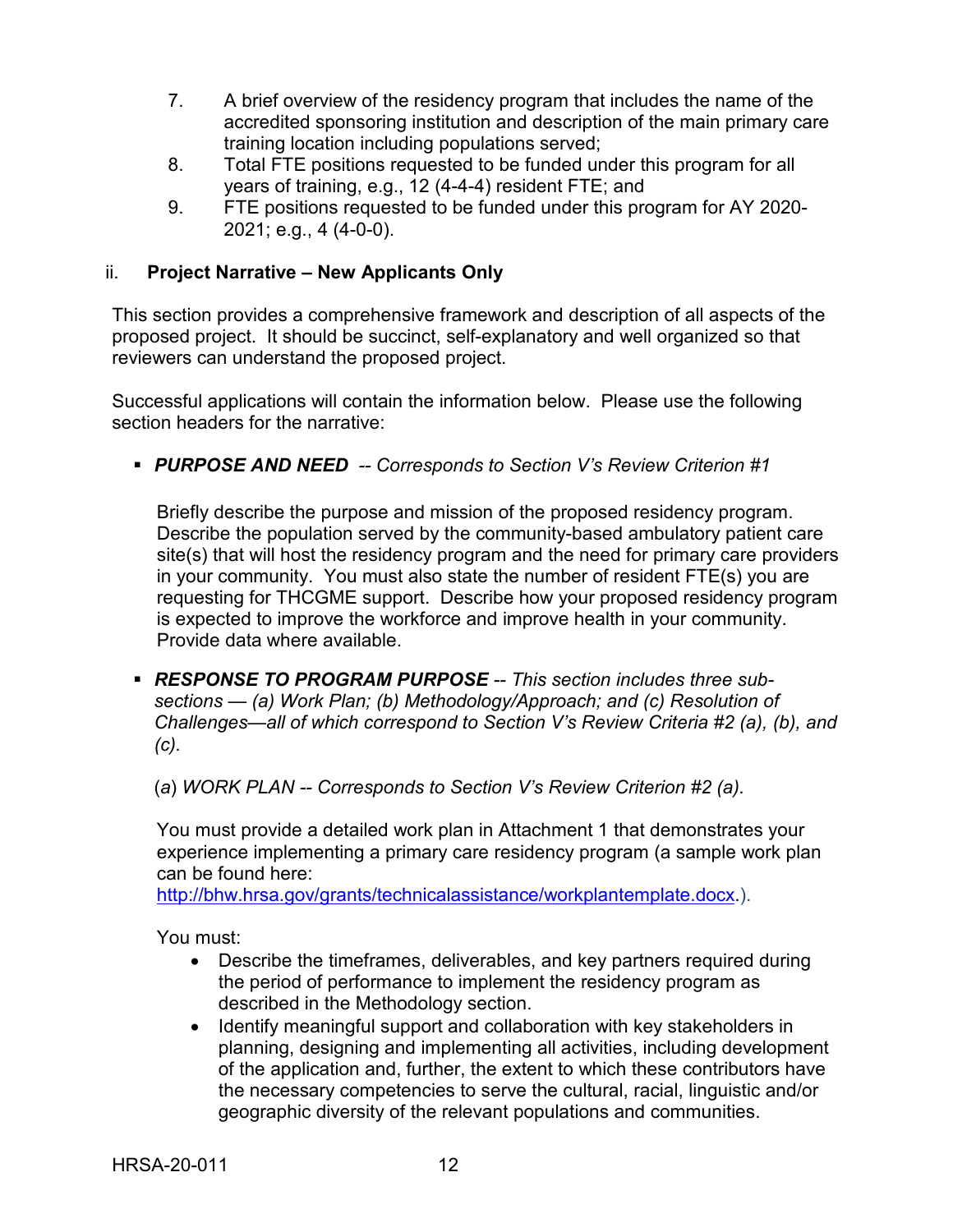7. A brief overview of the residency program that includes the name of the accredited sponsoring institution and description of the main primary care training location including populations served;
8. Total FTE positions requested to be funded under this program for all years of training, e.g., 12 (4-4-4) resident FTE; and
9. FTE positions requested to be funded under this program for AY 2020-2021; e.g., 4 (4-0-0).

### ii. Project Narrative – New Applicants Only

This section provides a comprehensive framework and description of all aspects of the proposed project. It should be succinct, self-explanatory and well organized so that reviewers can understand the proposed project.

Successful applications will contain the information below. Please use the following section headers for the narrative:

- ***PURPOSE AND NEED*** *-- Corresponds to Section V's Review Criterion #1*

  Briefly describe the purpose and mission of the proposed residency program. Describe the population served by the community-based ambulatory patient care site(s) that will host the residency program and the need for primary care providers in your community. You must also state the number of resident FTE(s) you are requesting for THCGME support. Describe how your proposed residency program is expected to improve the workforce and improve health in your community. Provide data where available.

- ***RESPONSE TO PROGRAM PURPOSE*** *-- This section includes three sub-sections — (a) Work Plan; (b) Methodology/Approach; and (c) Resolution of Challenges—all of which correspond to Section V's Review Criteria #2 (a), (b), and (c).*

  (*a*) *WORK PLAN -- Corresponds to Section V's Review Criterion #2 (a).*

  You must provide a detailed work plan in Attachment 1 that demonstrates your experience implementing a primary care residency program (a sample work plan can be found here: http://bhw.hrsa.gov/grants/technicalassistance/workplantemplate.docx.).

  You must:
  - Describe the timeframes, deliverables, and key partners required during the period of performance to implement the residency program as described in the Methodology section.
  - Identify meaningful support and collaboration with key stakeholders in planning, designing and implementing all activities, including development of the application and, further, the extent to which these contributors have the necessary competencies to serve the cultural, racial, linguistic and/or geographic diversity of the relevant populations and communities.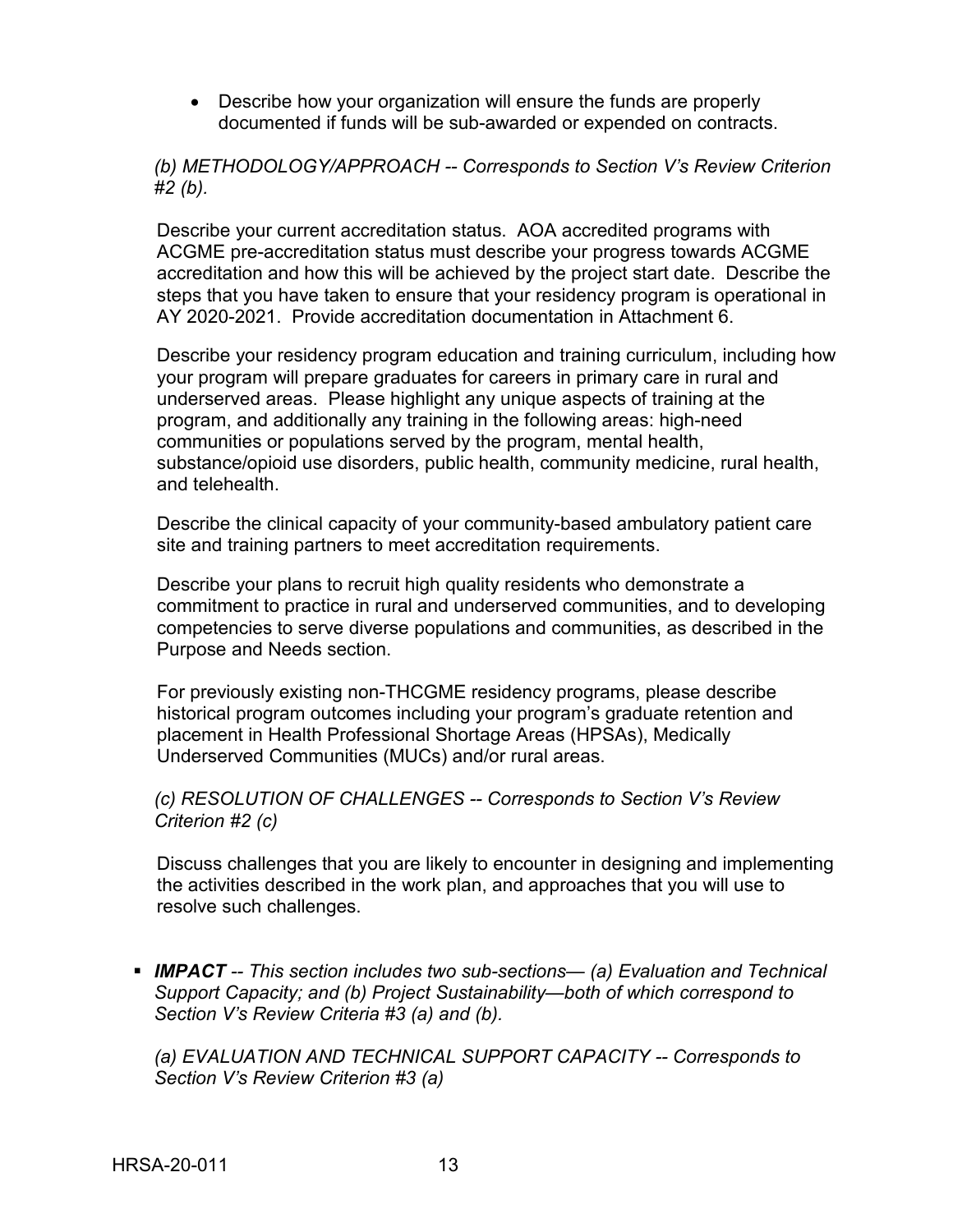- Describe how your organization will ensure the funds are properly documented if funds will be sub-awarded or expended on contracts.

*(b) METHODOLOGY/APPROACH -- Corresponds to Section V's Review Criterion #2 (b).*

Describe your current accreditation status. AOA accredited programs with ACGME pre-accreditation status must describe your progress towards ACGME accreditation and how this will be achieved by the project start date. Describe the steps that you have taken to ensure that your residency program is operational in AY 2020-2021. Provide accreditation documentation in Attachment 6.

Describe your residency program education and training curriculum, including how your program will prepare graduates for careers in primary care in rural and underserved areas. Please highlight any unique aspects of training at the program, and additionally any training in the following areas: high-need communities or populations served by the program, mental health, substance/opioid use disorders, public health, community medicine, rural health, and telehealth.

Describe the clinical capacity of your community-based ambulatory patient care site and training partners to meet accreditation requirements.

Describe your plans to recruit high quality residents who demonstrate a commitment to practice in rural and underserved communities, and to developing competencies to serve diverse populations and communities, as described in the Purpose and Needs section.

For previously existing non-THCGME residency programs, please describe historical program outcomes including your program's graduate retention and placement in Health Professional Shortage Areas (HPSAs), Medically Underserved Communities (MUCs) and/or rural areas.

*(c) RESOLUTION OF CHALLENGES -- Corresponds to Section V's Review Criterion #2 (c)*

Discuss challenges that you are likely to encounter in designing and implementing the activities described in the work plan, and approaches that you will use to resolve such challenges.

- ***IMPACT*** *-- This section includes two sub-sections— (a) Evaluation and Technical Support Capacity; and (b) Project Sustainability—both of which correspond to Section V's Review Criteria #3 (a) and (b).*

  *(a) EVALUATION AND TECHNICAL SUPPORT CAPACITY -- Corresponds to Section V's Review Criterion #3 (a)*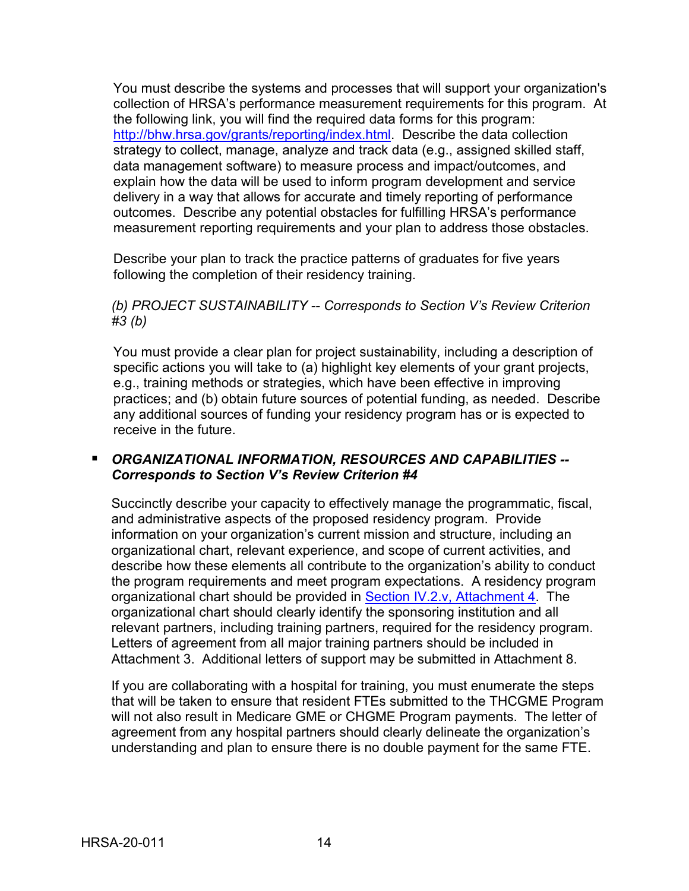You must describe the systems and processes that will support your organization's collection of HRSA's performance measurement requirements for this program. At the following link, you will find the required data forms for this program: [http://bhw.hrsa.gov/grants/reporting/index.html](http://bhw.hrsa.gov/grants/reporting/index.html). Describe the data collection strategy to collect, manage, analyze and track data (e.g., assigned skilled staff, data management software) to measure process and impact/outcomes, and explain how the data will be used to inform program development and service delivery in a way that allows for accurate and timely reporting of performance outcomes. Describe any potential obstacles for fulfilling HRSA's performance measurement reporting requirements and your plan to address those obstacles.

Describe your plan to track the practice patterns of graduates for five years following the completion of their residency training.

*(b) PROJECT SUSTAINABILITY -- Corresponds to Section V's Review Criterion #3 (b)*

You must provide a clear plan for project sustainability, including a description of specific actions you will take to (a) highlight key elements of your grant projects, e.g., training methods or strategies, which have been effective in improving practices; and (b) obtain future sources of potential funding, as needed. Describe any additional sources of funding your residency program has or is expected to receive in the future.

- ***ORGANIZATIONAL INFORMATION, RESOURCES AND CAPABILITIES -- Corresponds to Section V's Review Criterion #4***

  Succinctly describe your capacity to effectively manage the programmatic, fiscal, and administrative aspects of the proposed residency program. Provide information on your organization's current mission and structure, including an organizational chart, relevant experience, and scope of current activities, and describe how these elements all contribute to the organization's ability to conduct the program requirements and meet program expectations. A residency program organizational chart should be provided in Section IV.2.v, Attachment 4. The organizational chart should clearly identify the sponsoring institution and all relevant partners, including training partners, required for the residency program. Letters of agreement from all major training partners should be included in Attachment 3. Additional letters of support may be submitted in Attachment 8.

  If you are collaborating with a hospital for training, you must enumerate the steps that will be taken to ensure that resident FTEs submitted to the THCGME Program will not also result in Medicare GME or CHGME Program payments. The letter of agreement from any hospital partners should clearly delineate the organization's understanding and plan to ensure there is no double payment for the same FTE.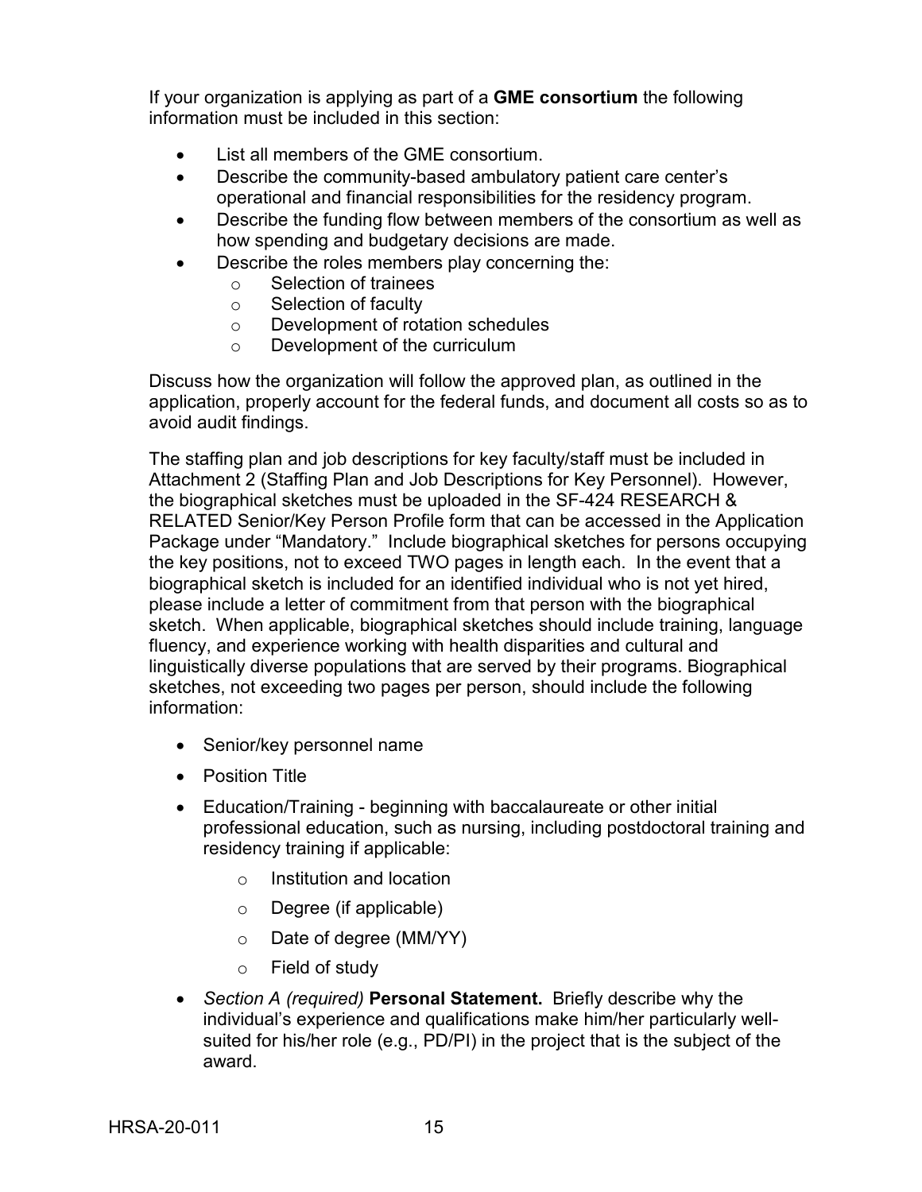If your organization is applying as part of a **GME consortium** the following information must be included in this section:

- List all members of the GME consortium.
- Describe the community-based ambulatory patient care center's operational and financial responsibilities for the residency program.
- Describe the funding flow between members of the consortium as well as how spending and budgetary decisions are made.
- Describe the roles members play concerning the:
  - Selection of trainees
  - Selection of faculty
  - Development of rotation schedules
  - Development of the curriculum

Discuss how the organization will follow the approved plan, as outlined in the application, properly account for the federal funds, and document all costs so as to avoid audit findings.

The staffing plan and job descriptions for key faculty/staff must be included in Attachment 2 (Staffing Plan and Job Descriptions for Key Personnel). However, the biographical sketches must be uploaded in the SF-424 RESEARCH & RELATED Senior/Key Person Profile form that can be accessed in the Application Package under "Mandatory." Include biographical sketches for persons occupying the key positions, not to exceed TWO pages in length each. In the event that a biographical sketch is included for an identified individual who is not yet hired, please include a letter of commitment from that person with the biographical sketch. When applicable, biographical sketches should include training, language fluency, and experience working with health disparities and cultural and linguistically diverse populations that are served by their programs. Biographical sketches, not exceeding two pages per person, should include the following information:

- Senior/key personnel name
- Position Title
- Education/Training - beginning with baccalaureate or other initial professional education, such as nursing, including postdoctoral training and residency training if applicable:
  - Institution and location
  - Degree (if applicable)
  - Date of degree (MM/YY)
  - Field of study
- *Section A (required)* **Personal Statement.** Briefly describe why the individual's experience and qualifications make him/her particularly well-suited for his/her role (e.g., PD/PI) in the project that is the subject of the award.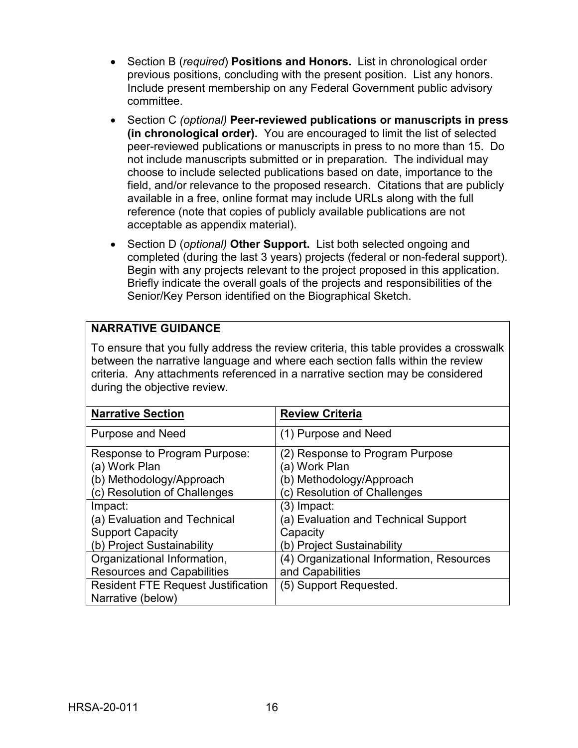- Section B (*required*) **Positions and Honors.** List in chronological order previous positions, concluding with the present position. List any honors. Include present membership on any Federal Government public advisory committee.
- Section C *(optional)* **Peer-reviewed publications or manuscripts in press (in chronological order).** You are encouraged to limit the list of selected peer-reviewed publications or manuscripts in press to no more than 15. Do not include manuscripts submitted or in preparation. The individual may choose to include selected publications based on date, importance to the field, and/or relevance to the proposed research. Citations that are publicly available in a free, online format may include URLs along with the full reference (note that copies of publicly available publications are not acceptable as appendix material).
- Section D (*optional)* **Other Support.** List both selected ongoing and completed (during the last 3 years) projects (federal or non-federal support). Begin with any projects relevant to the project proposed in this application. Briefly indicate the overall goals of the projects and responsibilities of the Senior/Key Person identified on the Biographical Sketch.

**NARRATIVE GUIDANCE**

To ensure that you fully address the review criteria, this table provides a crosswalk between the narrative language and where each section falls within the review criteria. Any attachments referenced in a narrative section may be considered during the objective review.

| **Narrative Section** | **Review Criteria** |
|---|---|
| Purpose and Need | (1) Purpose and Need |
| Response to Program Purpose:<br>(a) Work Plan<br>(b) Methodology/Approach<br>(c) Resolution of Challenges | (2) Response to Program Purpose<br>(a) Work Plan<br>(b) Methodology/Approach<br>(c) Resolution of Challenges |
| Impact:<br>(a) Evaluation and Technical Support Capacity<br>(b) Project Sustainability | (3) Impact:<br>(a) Evaluation and Technical Support Capacity<br>(b) Project Sustainability |
| Organizational Information, Resources and Capabilities | (4) Organizational Information, Resources and Capabilities |
| Resident FTE Request Justification Narrative (below) | (5) Support Requested. |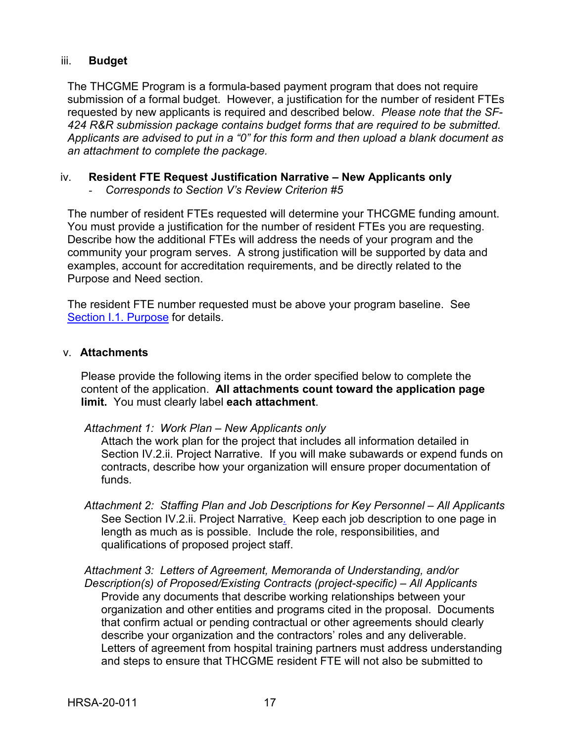iii. **Budget**

The THCGME Program is a formula-based payment program that does not require submission of a formal budget. However, a justification for the number of resident FTEs requested by new applicants is required and described below. *Please note that the SF-424 R&R submission package contains budget forms that are required to be submitted. Applicants are advised to put in a "0" for this form and then upload a blank document as an attachment to complete the package.*

iv. **Resident FTE Request Justification Narrative – New Applicants only**

- *Corresponds to Section V's Review Criterion #5*

The number of resident FTEs requested will determine your THCGME funding amount. You must provide a justification for the number of resident FTEs you are requesting. Describe how the additional FTEs will address the needs of your program and the community your program serves. A strong justification will be supported by data and examples, account for accreditation requirements, and be directly related to the Purpose and Need section.

The resident FTE number requested must be above your program baseline. See Section I.1. Purpose for details.

v. **Attachments**

Please provide the following items in the order specified below to complete the content of the application. **All attachments count toward the application page limit.** You must clearly label **each attachment**.

*Attachment 1: Work Plan – New Applicants only*

Attach the work plan for the project that includes all information detailed in Section IV.2.ii. Project Narrative. If you will make subawards or expend funds on contracts, describe how your organization will ensure proper documentation of funds.

*Attachment 2: Staffing Plan and Job Descriptions for Key Personnel – All Applicants*

See Section IV.2.ii. Project Narrative. Keep each job description to one page in length as much as is possible. Include the role, responsibilities, and qualifications of proposed project staff.

*Attachment 3: Letters of Agreement, Memoranda of Understanding, and/or Description(s) of Proposed/Existing Contracts (project-specific) – All Applicants*

Provide any documents that describe working relationships between your organization and other entities and programs cited in the proposal. Documents that confirm actual or pending contractual or other agreements should clearly describe your organization and the contractors' roles and any deliverable. Letters of agreement from hospital training partners must address understanding and steps to ensure that THCGME resident FTE will not also be submitted to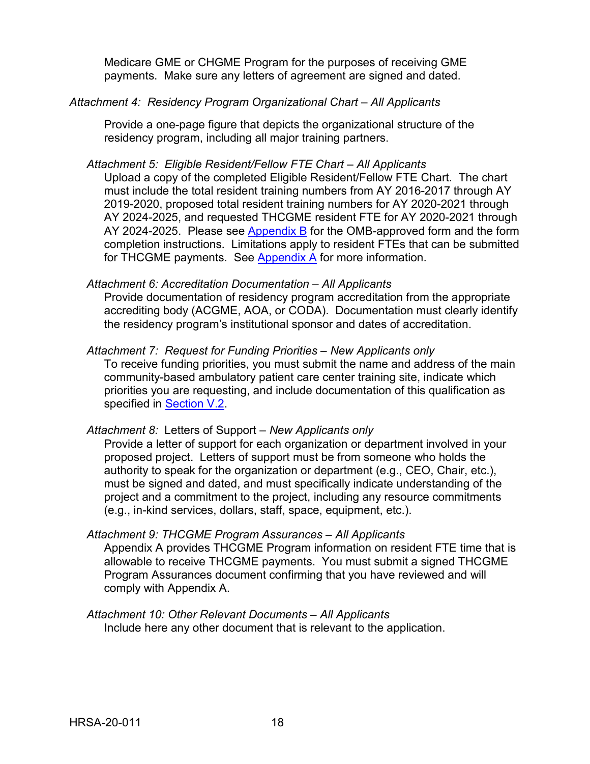Medicare GME or CHGME Program for the purposes of receiving GME payments. Make sure any letters of agreement are signed and dated.

*Attachment 4: Residency Program Organizational Chart – All Applicants*

Provide a one-page figure that depicts the organizational structure of the residency program, including all major training partners.

*Attachment 5: Eligible Resident/Fellow FTE Chart – All Applicants*

Upload a copy of the completed Eligible Resident/Fellow FTE Chart. The chart must include the total resident training numbers from AY 2016-2017 through AY 2019-2020, proposed total resident training numbers for AY 2020-2021 through AY 2024-2025, and requested THCGME resident FTE for AY 2020-2021 through AY 2024-2025. Please see Appendix B for the OMB-approved form and the form completion instructions. Limitations apply to resident FTEs that can be submitted for THCGME payments. See Appendix A for more information.

*Attachment 6: Accreditation Documentation – All Applicants*

Provide documentation of residency program accreditation from the appropriate accrediting body (ACGME, AOA, or CODA). Documentation must clearly identify the residency program's institutional sponsor and dates of accreditation.

*Attachment 7: Request for Funding Priorities – New Applicants only*

To receive funding priorities, you must submit the name and address of the main community-based ambulatory patient care center training site, indicate which priorities you are requesting, and include documentation of this qualification as specified in Section V.2.

*Attachment 8:* Letters of Support – *New Applicants only*

Provide a letter of support for each organization or department involved in your proposed project. Letters of support must be from someone who holds the authority to speak for the organization or department (e.g., CEO, Chair, etc.), must be signed and dated, and must specifically indicate understanding of the project and a commitment to the project, including any resource commitments (e.g., in-kind services, dollars, staff, space, equipment, etc.).

*Attachment 9: THCGME Program Assurances – All Applicants*

Appendix A provides THCGME Program information on resident FTE time that is allowable to receive THCGME payments. You must submit a signed THCGME Program Assurances document confirming that you have reviewed and will comply with Appendix A.

*Attachment 10: Other Relevant Documents – All Applicants*

Include here any other document that is relevant to the application.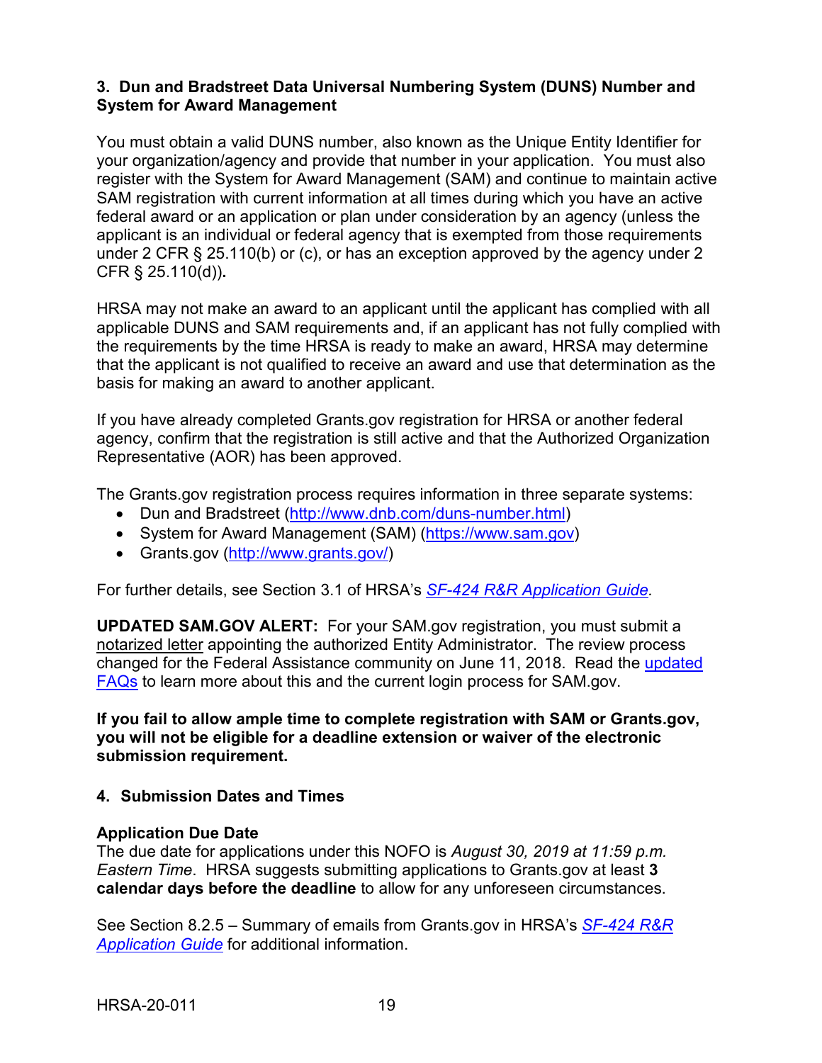### 3. Dun and Bradstreet Data Universal Numbering System (DUNS) Number and System for Award Management

You must obtain a valid DUNS number, also known as the Unique Entity Identifier for your organization/agency and provide that number in your application. You must also register with the System for Award Management (SAM) and continue to maintain active SAM registration with current information at all times during which you have an active federal award or an application or plan under consideration by an agency (unless the applicant is an individual or federal agency that is exempted from those requirements under 2 CFR § 25.110(b) or (c), or has an exception approved by the agency under 2 CFR § 25.110(d))**.**

HRSA may not make an award to an applicant until the applicant has complied with all applicable DUNS and SAM requirements and, if an applicant has not fully complied with the requirements by the time HRSA is ready to make an award, HRSA may determine that the applicant is not qualified to receive an award and use that determination as the basis for making an award to another applicant.

If you have already completed Grants.gov registration for HRSA or another federal agency, confirm that the registration is still active and that the Authorized Organization Representative (AOR) has been approved.

The Grants.gov registration process requires information in three separate systems:

- Dun and Bradstreet (http://www.dnb.com/duns-number.html)
- System for Award Management (SAM) (https://www.sam.gov)
- Grants.gov (http://www.grants.gov/)

For further details, see Section 3.1 of HRSA's *SF-424 R&R Application Guide.*

**UPDATED SAM.GOV ALERT:** For your SAM.gov registration, you must submit a notarized letter appointing the authorized Entity Administrator. The review process changed for the Federal Assistance community on June 11, 2018. Read the updated FAQs to learn more about this and the current login process for SAM.gov.

**If you fail to allow ample time to complete registration with SAM or Grants.gov, you will not be eligible for a deadline extension or waiver of the electronic submission requirement.**

### 4. Submission Dates and Times

**Application Due Date**

The due date for applications under this NOFO is *August 30, 2019 at 11:59 p.m. Eastern Time*. HRSA suggests submitting applications to Grants.gov at least **3 calendar days before the deadline** to allow for any unforeseen circumstances.

See Section 8.2.5 – Summary of emails from Grants.gov in HRSA's *SF-424 R&R Application Guide* for additional information.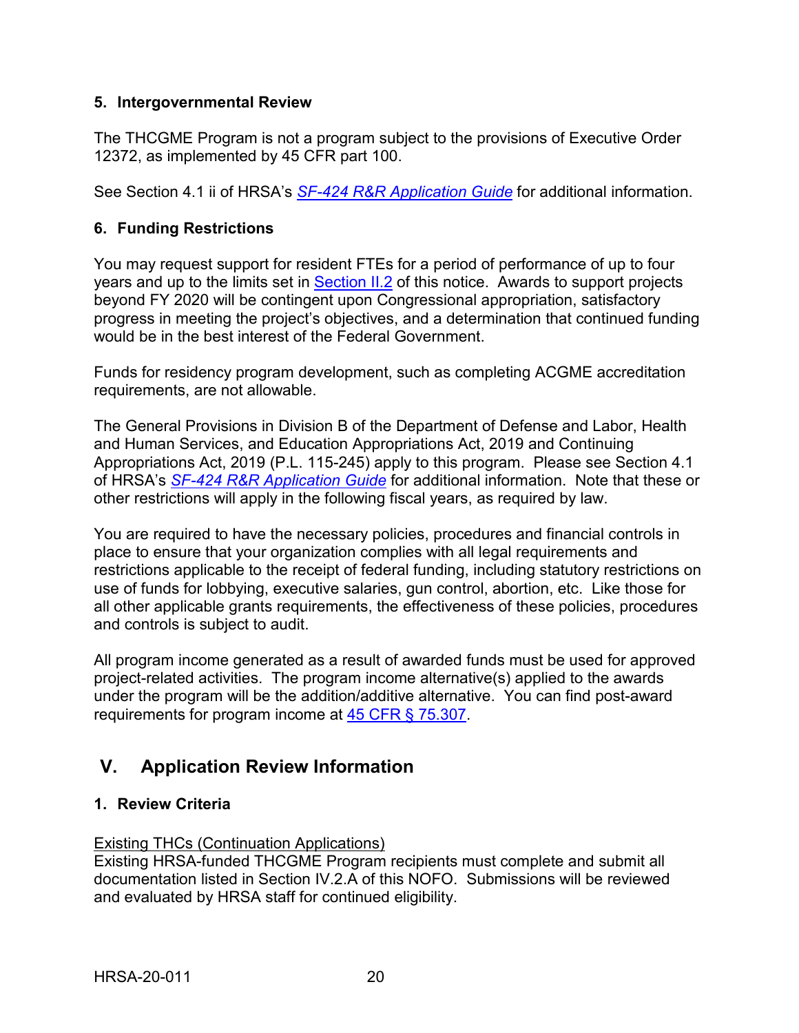### 5. Intergovernmental Review

The THCGME Program is not a program subject to the provisions of Executive Order 12372, as implemented by 45 CFR part 100.

See Section 4.1 ii of HRSA's [*SF-424 R&R Application Guide*](#) for additional information.

### 6. Funding Restrictions

You may request support for resident FTEs for a period of performance of up to four years and up to the limits set in [Section II.2](#) of this notice. Awards to support projects beyond FY 2020 will be contingent upon Congressional appropriation, satisfactory progress in meeting the project's objectives, and a determination that continued funding would be in the best interest of the Federal Government.

Funds for residency program development, such as completing ACGME accreditation requirements, are not allowable.

The General Provisions in Division B of the Department of Defense and Labor, Health and Human Services, and Education Appropriations Act, 2019 and Continuing Appropriations Act, 2019 (P.L. 115-245) apply to this program. Please see Section 4.1 of HRSA's [*SF-424 R&R Application Guide*](#) for additional information. Note that these or other restrictions will apply in the following fiscal years, as required by law.

You are required to have the necessary policies, procedures and financial controls in place to ensure that your organization complies with all legal requirements and restrictions applicable to the receipt of federal funding, including statutory restrictions on use of funds for lobbying, executive salaries, gun control, abortion, etc. Like those for all other applicable grants requirements, the effectiveness of these policies, procedures and controls is subject to audit.

All program income generated as a result of awarded funds must be used for approved project-related activities. The program income alternative(s) applied to the awards under the program will be the addition/additive alternative. You can find post-award requirements for program income at [45 CFR § 75.307](#).

## V. Application Review Information

### 1. Review Criteria

Existing THCs (Continuation Applications)
Existing HRSA-funded THCGME Program recipients must complete and submit all documentation listed in Section IV.2.A of this NOFO. Submissions will be reviewed and evaluated by HRSA staff for continued eligibility.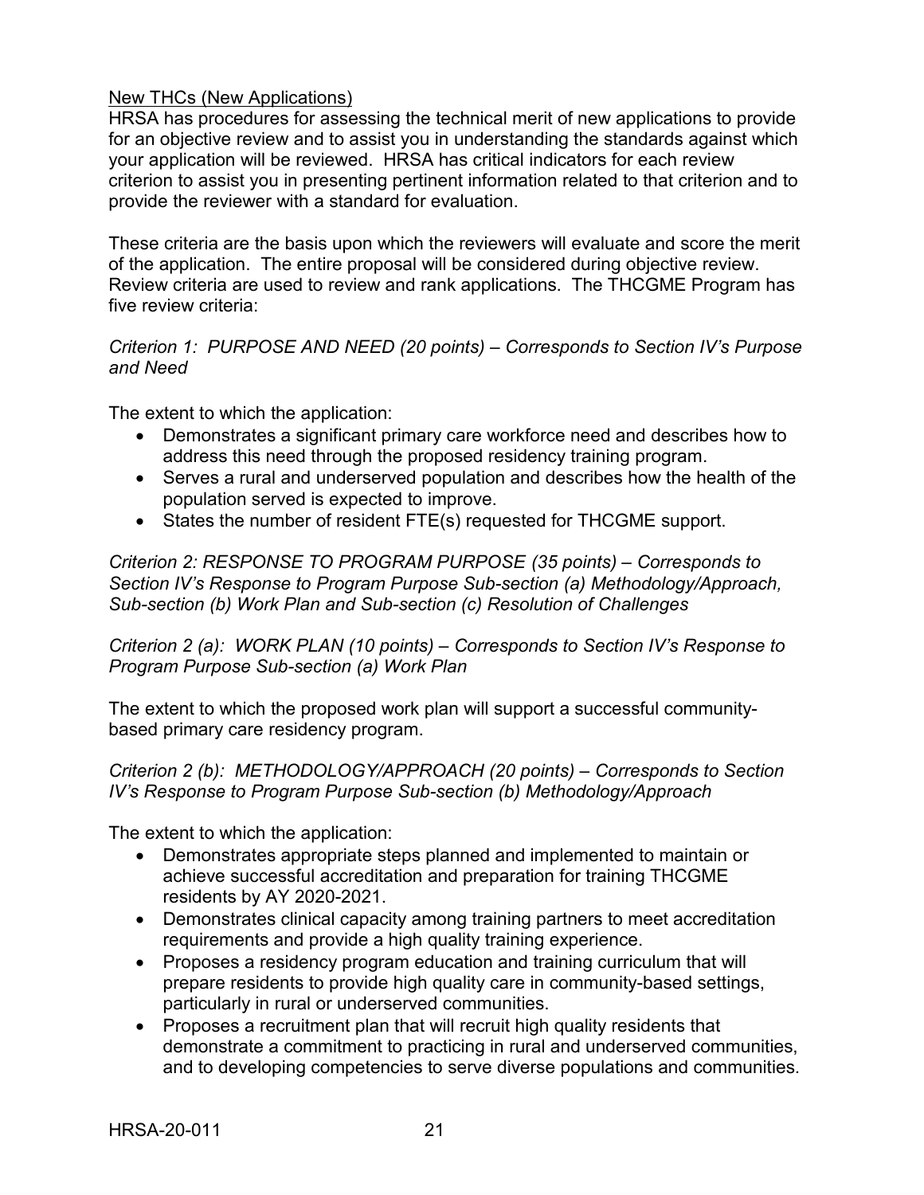New THCs (New Applications)

HRSA has procedures for assessing the technical merit of new applications to provide for an objective review and to assist you in understanding the standards against which your application will be reviewed. HRSA has critical indicators for each review criterion to assist you in presenting pertinent information related to that criterion and to provide the reviewer with a standard for evaluation.

These criteria are the basis upon which the reviewers will evaluate and score the merit of the application. The entire proposal will be considered during objective review. Review criteria are used to review and rank applications. The THCGME Program has five review criteria:

*Criterion 1: PURPOSE AND NEED (20 points) – Corresponds to Section IV's Purpose and Need*

The extent to which the application:

- Demonstrates a significant primary care workforce need and describes how to address this need through the proposed residency training program.
- Serves a rural and underserved population and describes how the health of the population served is expected to improve.
- States the number of resident FTE(s) requested for THCGME support.

*Criterion 2: RESPONSE TO PROGRAM PURPOSE (35 points) – Corresponds to Section IV's Response to Program Purpose Sub-section (a) Methodology/Approach, Sub-section (b) Work Plan and Sub-section (c) Resolution of Challenges*

*Criterion 2 (a): WORK PLAN (10 points) – Corresponds to Section IV's Response to Program Purpose Sub-section (a) Work Plan*

The extent to which the proposed work plan will support a successful community-based primary care residency program.

*Criterion 2 (b): METHODOLOGY/APPROACH (20 points) – Corresponds to Section IV's Response to Program Purpose Sub-section (b) Methodology/Approach*

The extent to which the application:

- Demonstrates appropriate steps planned and implemented to maintain or achieve successful accreditation and preparation for training THCGME residents by AY 2020-2021.
- Demonstrates clinical capacity among training partners to meet accreditation requirements and provide a high quality training experience.
- Proposes a residency program education and training curriculum that will prepare residents to provide high quality care in community-based settings, particularly in rural or underserved communities.
- Proposes a recruitment plan that will recruit high quality residents that demonstrate a commitment to practicing in rural and underserved communities, and to developing competencies to serve diverse populations and communities.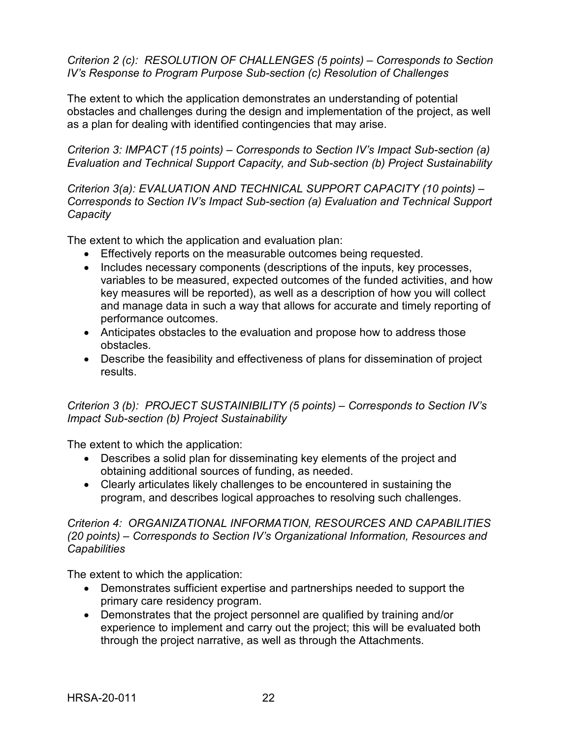*Criterion 2 (c): RESOLUTION OF CHALLENGES (5 points) – Corresponds to Section IV's Response to Program Purpose Sub-section (c) Resolution of Challenges*

The extent to which the application demonstrates an understanding of potential obstacles and challenges during the design and implementation of the project, as well as a plan for dealing with identified contingencies that may arise.

*Criterion 3: IMPACT (15 points) – Corresponds to Section IV's Impact Sub-section (a) Evaluation and Technical Support Capacity, and Sub-section (b) Project Sustainability*

*Criterion 3(a): EVALUATION AND TECHNICAL SUPPORT CAPACITY (10 points) – Corresponds to Section IV's Impact Sub-section (a) Evaluation and Technical Support Capacity*

The extent to which the application and evaluation plan:

- Effectively reports on the measurable outcomes being requested.
- Includes necessary components (descriptions of the inputs, key processes, variables to be measured, expected outcomes of the funded activities, and how key measures will be reported), as well as a description of how you will collect and manage data in such a way that allows for accurate and timely reporting of performance outcomes.
- Anticipates obstacles to the evaluation and propose how to address those obstacles.
- Describe the feasibility and effectiveness of plans for dissemination of project results.

*Criterion 3 (b): PROJECT SUSTAINIBILITY (5 points) – Corresponds to Section IV's Impact Sub-section (b) Project Sustainability*

The extent to which the application:

- Describes a solid plan for disseminating key elements of the project and obtaining additional sources of funding, as needed.
- Clearly articulates likely challenges to be encountered in sustaining the program, and describes logical approaches to resolving such challenges.

*Criterion 4: ORGANIZATIONAL INFORMATION, RESOURCES AND CAPABILITIES (20 points) – Corresponds to Section IV's Organizational Information, Resources and Capabilities*

The extent to which the application:

- Demonstrates sufficient expertise and partnerships needed to support the primary care residency program.
- Demonstrates that the project personnel are qualified by training and/or experience to implement and carry out the project; this will be evaluated both through the project narrative, as well as through the Attachments.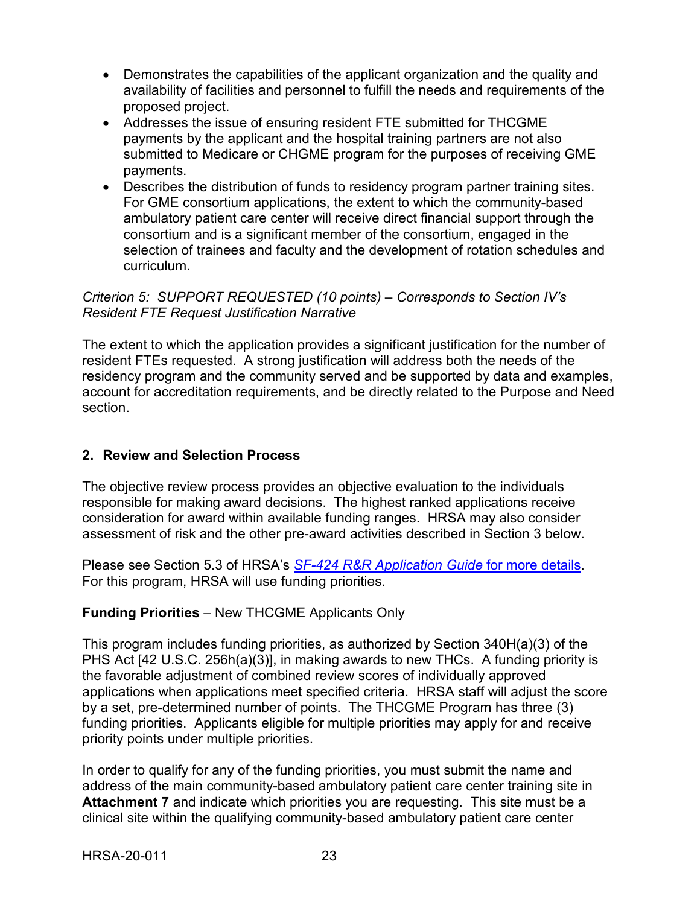- Demonstrates the capabilities of the applicant organization and the quality and availability of facilities and personnel to fulfill the needs and requirements of the proposed project.
- Addresses the issue of ensuring resident FTE submitted for THCGME payments by the applicant and the hospital training partners are not also submitted to Medicare or CHGME program for the purposes of receiving GME payments.
- Describes the distribution of funds to residency program partner training sites. For GME consortium applications, the extent to which the community-based ambulatory patient care center will receive direct financial support through the consortium and is a significant member of the consortium, engaged in the selection of trainees and faculty and the development of rotation schedules and curriculum.

*Criterion 5: SUPPORT REQUESTED (10 points) – Corresponds to Section IV's Resident FTE Request Justification Narrative*

The extent to which the application provides a significant justification for the number of resident FTEs requested. A strong justification will address both the needs of the residency program and the community served and be supported by data and examples, account for accreditation requirements, and be directly related to the Purpose and Need section.

### 2. Review and Selection Process

The objective review process provides an objective evaluation to the individuals responsible for making award decisions. The highest ranked applications receive consideration for award within available funding ranges. HRSA may also consider assessment of risk and the other pre-award activities described in Section 3 below.

Please see Section 5.3 of HRSA's [*SF-424 R&R Application Guide* for more details](). For this program, HRSA will use funding priorities.

**Funding Priorities** – New THCGME Applicants Only

This program includes funding priorities, as authorized by Section 340H(a)(3) of the PHS Act [42 U.S.C. 256h(a)(3)], in making awards to new THCs. A funding priority is the favorable adjustment of combined review scores of individually approved applications when applications meet specified criteria. HRSA staff will adjust the score by a set, pre-determined number of points. The THCGME Program has three (3) funding priorities. Applicants eligible for multiple priorities may apply for and receive priority points under multiple priorities.

In order to qualify for any of the funding priorities, you must submit the name and address of the main community-based ambulatory patient care center training site in **Attachment 7** and indicate which priorities you are requesting. This site must be a clinical site within the qualifying community-based ambulatory patient care center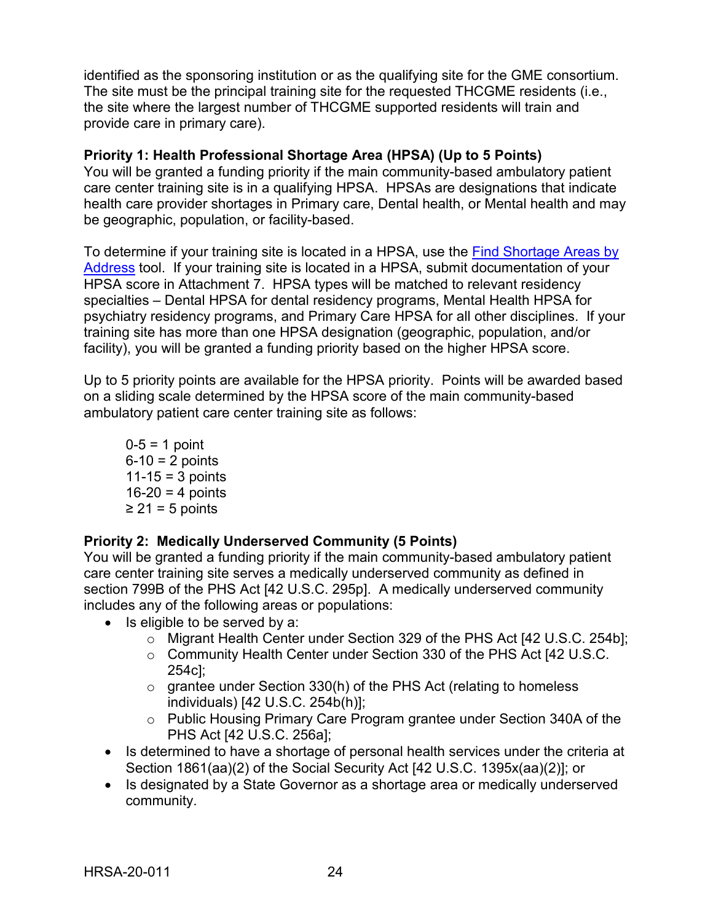identified as the sponsoring institution or as the qualifying site for the GME consortium. The site must be the principal training site for the requested THCGME residents (i.e., the site where the largest number of THCGME supported residents will train and provide care in primary care).

**Priority 1: Health Professional Shortage Area (HPSA) (Up to 5 Points)**
You will be granted a funding priority if the main community-based ambulatory patient care center training site is in a qualifying HPSA. HPSAs are designations that indicate health care provider shortages in Primary care, Dental health, or Mental health and may be geographic, population, or facility-based.

To determine if your training site is located in a HPSA, use the [Find Shortage Areas by Address] tool. If your training site is located in a HPSA, submit documentation of your HPSA score in Attachment 7. HPSA types will be matched to relevant residency specialties – Dental HPSA for dental residency programs, Mental Health HPSA for psychiatry residency programs, and Primary Care HPSA for all other disciplines. If your training site has more than one HPSA designation (geographic, population, and/or facility), you will be granted a funding priority based on the higher HPSA score.

Up to 5 priority points are available for the HPSA priority. Points will be awarded based on a sliding scale determined by the HPSA score of the main community-based ambulatory patient care center training site as follows:

0-5 = 1 point
6-10 = 2 points
11-15 = 3 points
16-20 = 4 points
≥ 21 = 5 points

**Priority 2: Medically Underserved Community (5 Points)**
You will be granted a funding priority if the main community-based ambulatory patient care center training site serves a medically underserved community as defined in section 799B of the PHS Act [42 U.S.C. 295p]. A medically underserved community includes any of the following areas or populations:

- Is eligible to be served by a:
  - Migrant Health Center under Section 329 of the PHS Act [42 U.S.C. 254b];
  - Community Health Center under Section 330 of the PHS Act [42 U.S.C. 254c];
  - grantee under Section 330(h) of the PHS Act (relating to homeless individuals) [42 U.S.C. 254b(h)];
  - Public Housing Primary Care Program grantee under Section 340A of the PHS Act [42 U.S.C. 256a];
- Is determined to have a shortage of personal health services under the criteria at Section 1861(aa)(2) of the Social Security Act [42 U.S.C. 1395x(aa)(2)]; or
- Is designated by a State Governor as a shortage area or medically underserved community.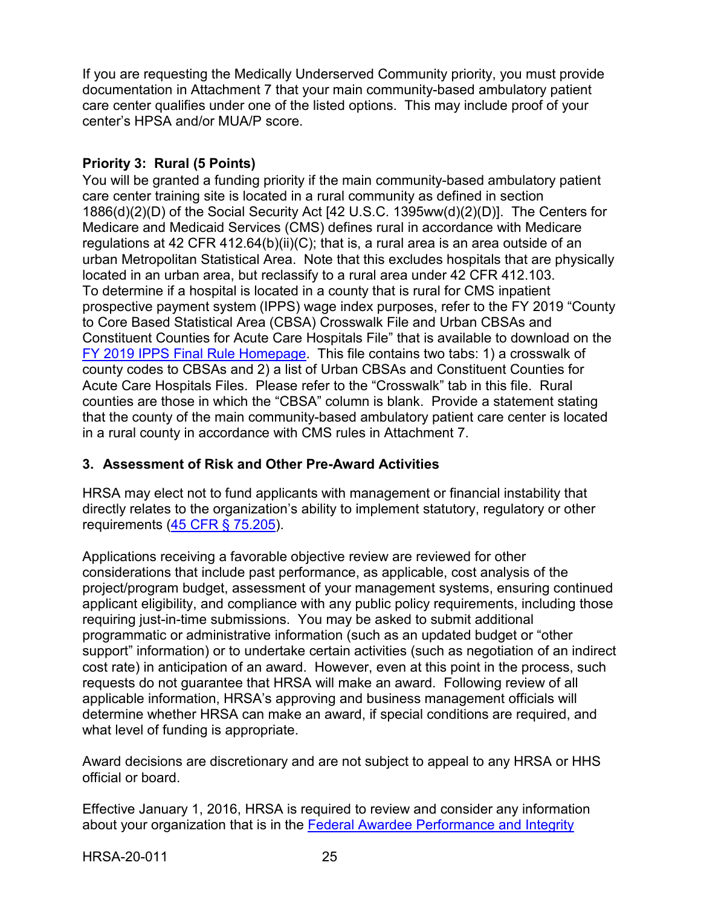If you are requesting the Medically Underserved Community priority, you must provide documentation in Attachment 7 that your main community-based ambulatory patient care center qualifies under one of the listed options. This may include proof of your center's HPSA and/or MUA/P score.

**Priority 3: Rural (5 Points)**

You will be granted a funding priority if the main community-based ambulatory patient care center training site is located in a rural community as defined in section 1886(d)(2)(D) of the Social Security Act [42 U.S.C. 1395ww(d)(2)(D)]. The Centers for Medicare and Medicaid Services (CMS) defines rural in accordance with Medicare regulations at 42 CFR 412.64(b)(ii)(C); that is, a rural area is an area outside of an urban Metropolitan Statistical Area. Note that this excludes hospitals that are physically located in an urban area, but reclassify to a rural area under 42 CFR 412.103. To determine if a hospital is located in a county that is rural for CMS inpatient prospective payment system (IPPS) wage index purposes, refer to the FY 2019 "County to Core Based Statistical Area (CBSA) Crosswalk File and Urban CBSAs and Constituent Counties for Acute Care Hospitals File" that is available to download on the [FY 2019 IPPS Final Rule Homepage](). This file contains two tabs: 1) a crosswalk of county codes to CBSAs and 2) a list of Urban CBSAs and Constituent Counties for Acute Care Hospitals Files. Please refer to the "Crosswalk" tab in this file. Rural counties are those in which the "CBSA" column is blank. Provide a statement stating that the county of the main community-based ambulatory patient care center is located in a rural county in accordance with CMS rules in Attachment 7.

### 3. Assessment of Risk and Other Pre-Award Activities

HRSA may elect not to fund applicants with management or financial instability that directly relates to the organization's ability to implement statutory, regulatory or other requirements ([45 CFR § 75.205]()).

Applications receiving a favorable objective review are reviewed for other considerations that include past performance, as applicable, cost analysis of the project/program budget, assessment of your management systems, ensuring continued applicant eligibility, and compliance with any public policy requirements, including those requiring just-in-time submissions. You may be asked to submit additional programmatic or administrative information (such as an updated budget or "other support" information) or to undertake certain activities (such as negotiation of an indirect cost rate) in anticipation of an award. However, even at this point in the process, such requests do not guarantee that HRSA will make an award. Following review of all applicable information, HRSA's approving and business management officials will determine whether HRSA can make an award, if special conditions are required, and what level of funding is appropriate.

Award decisions are discretionary and are not subject to appeal to any HRSA or HHS official or board.

Effective January 1, 2016, HRSA is required to review and consider any information about your organization that is in the [Federal Awardee Performance and Integrity]()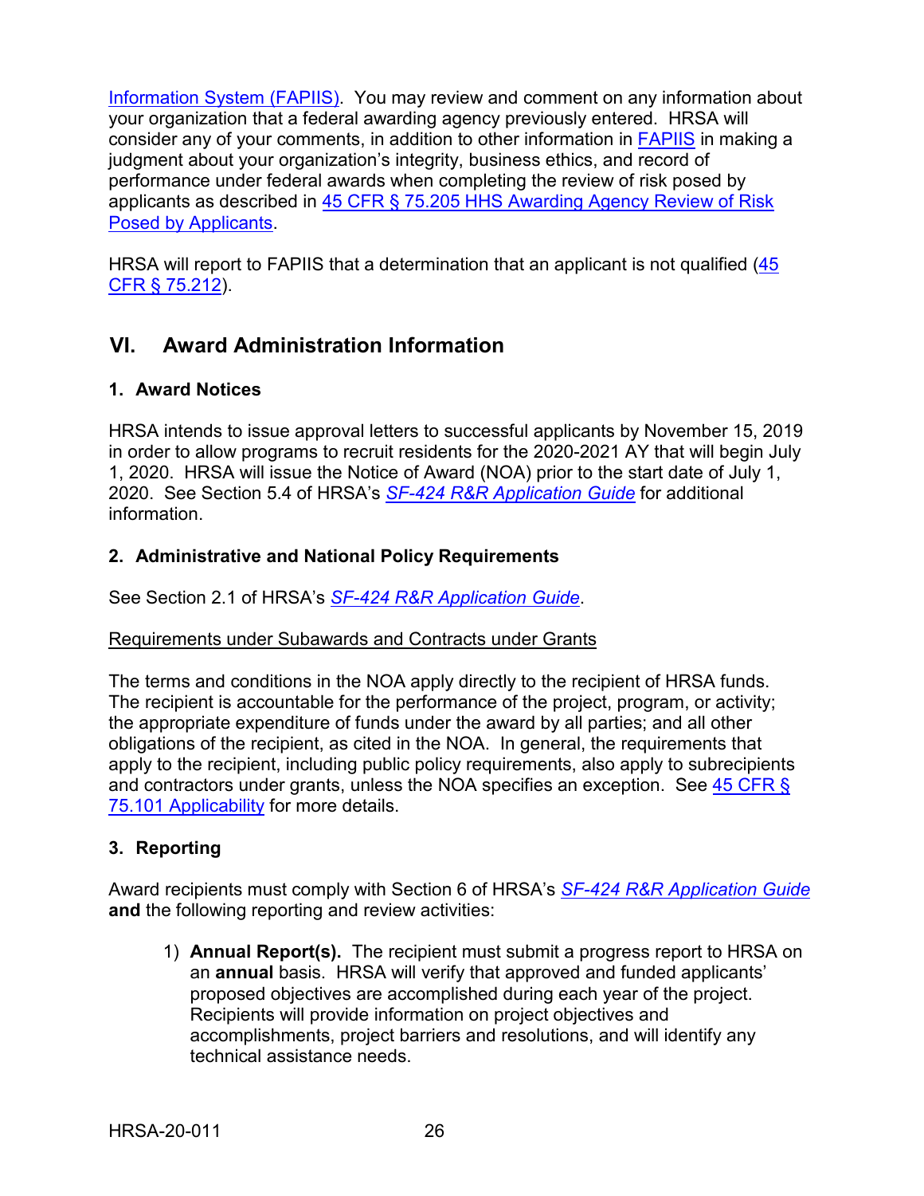Information System (FAPIIS). You may review and comment on any information about your organization that a federal awarding agency previously entered. HRSA will consider any of your comments, in addition to other information in FAPIIS in making a judgment about your organization's integrity, business ethics, and record of performance under federal awards when completing the review of risk posed by applicants as described in 45 CFR § 75.205 HHS Awarding Agency Review of Risk Posed by Applicants.

HRSA will report to FAPIIS that a determination that an applicant is not qualified (45 CFR § 75.212).

## VI. Award Administration Information

### 1. Award Notices

HRSA intends to issue approval letters to successful applicants by November 15, 2019 in order to allow programs to recruit residents for the 2020-2021 AY that will begin July 1, 2020. HRSA will issue the Notice of Award (NOA) prior to the start date of July 1, 2020. See Section 5.4 of HRSA's *SF-424 R&R Application Guide* for additional information.

### 2. Administrative and National Policy Requirements

See Section 2.1 of HRSA's *SF-424 R&R Application Guide*.

Requirements under Subawards and Contracts under Grants

The terms and conditions in the NOA apply directly to the recipient of HRSA funds. The recipient is accountable for the performance of the project, program, or activity; the appropriate expenditure of funds under the award by all parties; and all other obligations of the recipient, as cited in the NOA. In general, the requirements that apply to the recipient, including public policy requirements, also apply to subrecipients and contractors under grants, unless the NOA specifies an exception. See 45 CFR § 75.101 Applicability for more details.

### 3. Reporting

Award recipients must comply with Section 6 of HRSA's *SF-424 R&R Application Guide* **and** the following reporting and review activities:

1) **Annual Report(s).** The recipient must submit a progress report to HRSA on an **annual** basis. HRSA will verify that approved and funded applicants' proposed objectives are accomplished during each year of the project. Recipients will provide information on project objectives and accomplishments, project barriers and resolutions, and will identify any technical assistance needs.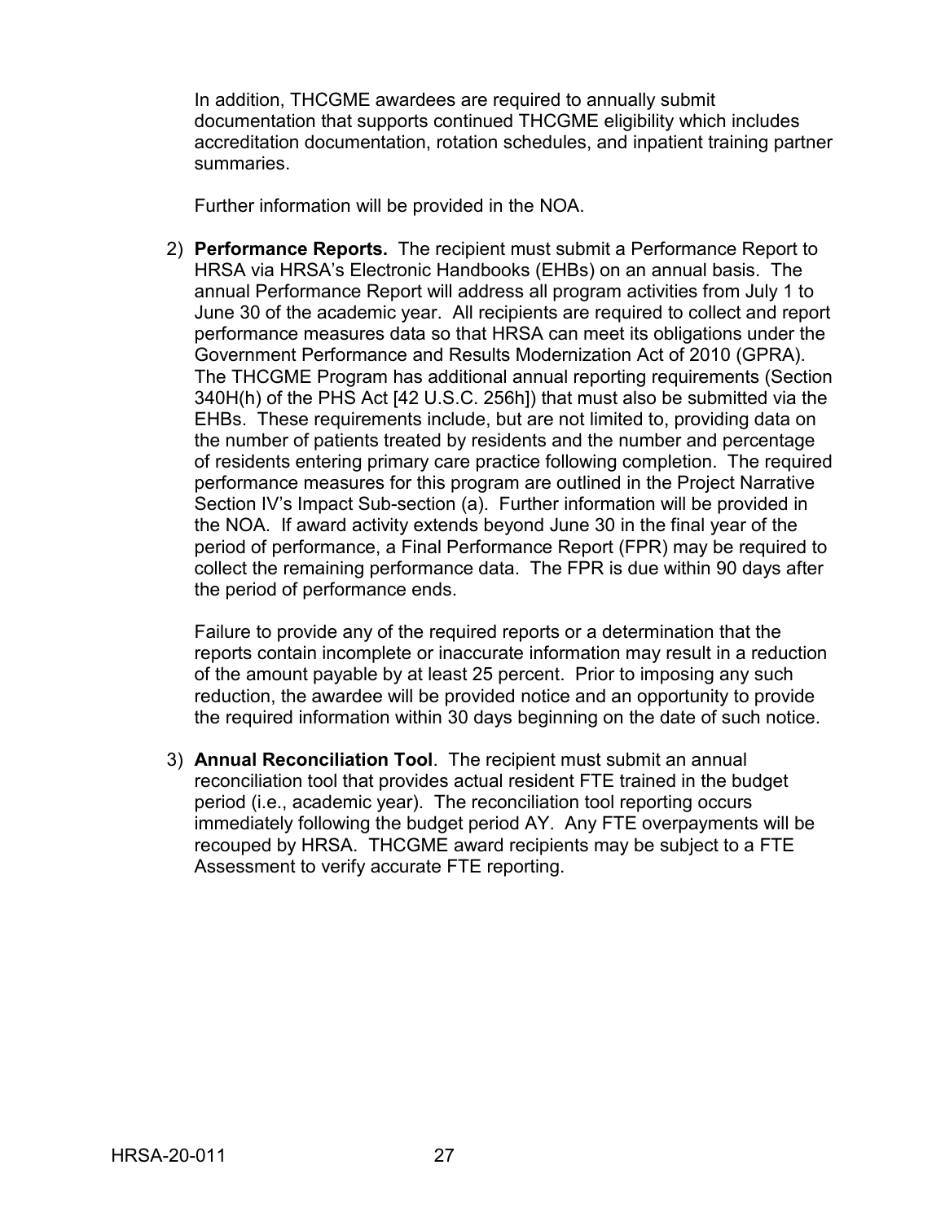In addition, THCGME awardees are required to annually submit documentation that supports continued THCGME eligibility which includes accreditation documentation, rotation schedules, and inpatient training partner summaries.

Further information will be provided in the NOA.

2) **Performance Reports.** The recipient must submit a Performance Report to HRSA via HRSA's Electronic Handbooks (EHBs) on an annual basis. The annual Performance Report will address all program activities from July 1 to June 30 of the academic year. All recipients are required to collect and report performance measures data so that HRSA can meet its obligations under the Government Performance and Results Modernization Act of 2010 (GPRA). The THCGME Program has additional annual reporting requirements (Section 340H(h) of the PHS Act [42 U.S.C. 256h]) that must also be submitted via the EHBs. These requirements include, but are not limited to, providing data on the number of patients treated by residents and the number and percentage of residents entering primary care practice following completion. The required performance measures for this program are outlined in the Project Narrative Section IV's Impact Sub-section (a). Further information will be provided in the NOA. If award activity extends beyond June 30 in the final year of the period of performance, a Final Performance Report (FPR) may be required to collect the remaining performance data. The FPR is due within 90 days after the period of performance ends.

   Failure to provide any of the required reports or a determination that the reports contain incomplete or inaccurate information may result in a reduction of the amount payable by at least 25 percent. Prior to imposing any such reduction, the awardee will be provided notice and an opportunity to provide the required information within 30 days beginning on the date of such notice.

3) **Annual Reconciliation Tool**. The recipient must submit an annual reconciliation tool that provides actual resident FTE trained in the budget period (i.e., academic year). The reconciliation tool reporting occurs immediately following the budget period AY. Any FTE overpayments will be recouped by HRSA. THCGME award recipients may be subject to a FTE Assessment to verify accurate FTE reporting.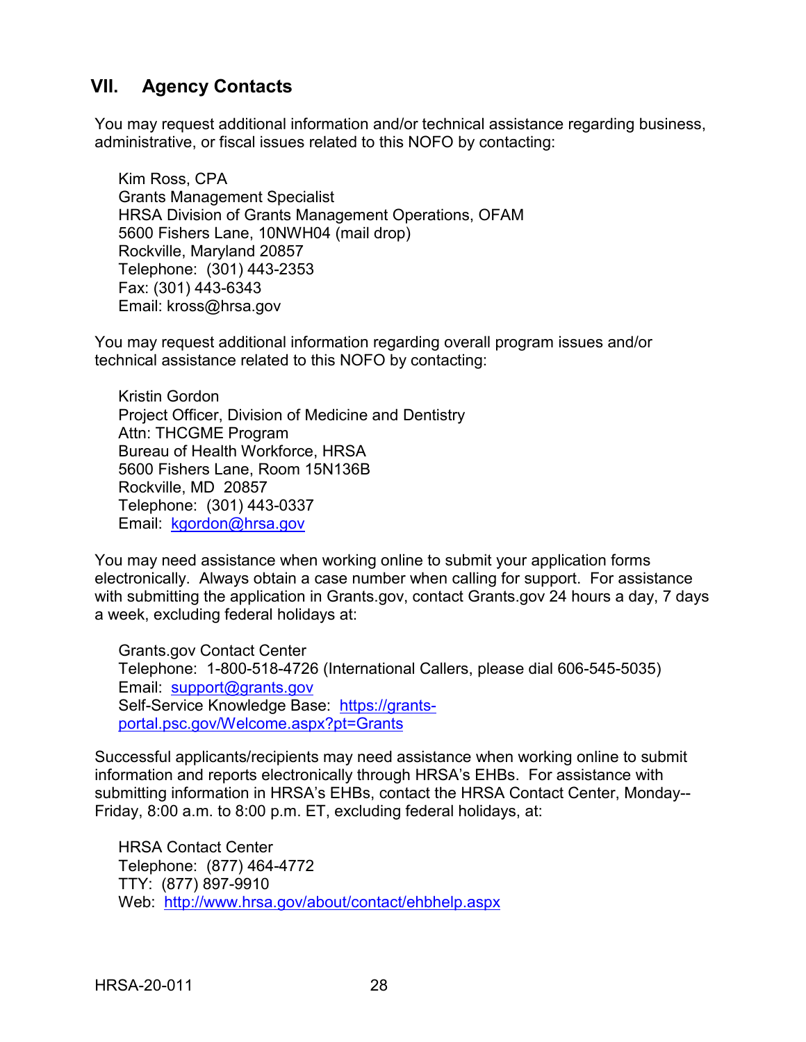## VII. Agency Contacts

You may request additional information and/or technical assistance regarding business, administrative, or fiscal issues related to this NOFO by contacting:

Kim Ross, CPA  
Grants Management Specialist  
HRSA Division of Grants Management Operations, OFAM  
5600 Fishers Lane, 10NWH04 (mail drop)  
Rockville, Maryland 20857  
Telephone: (301) 443-2353  
Fax: (301) 443-6343  
Email: kross@hrsa.gov

You may request additional information regarding overall program issues and/or technical assistance related to this NOFO by contacting:

Kristin Gordon  
Project Officer, Division of Medicine and Dentistry  
Attn: THCGME Program  
Bureau of Health Workforce, HRSA  
5600 Fishers Lane, Room 15N136B  
Rockville, MD 20857  
Telephone: (301) 443-0337  
Email: [kgordon@hrsa.gov](mailto:kgordon@hrsa.gov)

You may need assistance when working online to submit your application forms electronically. Always obtain a case number when calling for support. For assistance with submitting the application in Grants.gov, contact Grants.gov 24 hours a day, 7 days a week, excluding federal holidays at:

Grants.gov Contact Center  
Telephone: 1-800-518-4726 (International Callers, please dial 606-545-5035)  
Email: [support@grants.gov](mailto:support@grants.gov)  
Self-Service Knowledge Base: [https://grants-portal.psc.gov/Welcome.aspx?pt=Grants](https://grants-portal.psc.gov/Welcome.aspx?pt=Grants)

Successful applicants/recipients may need assistance when working online to submit information and reports electronically through HRSA's EHBs. For assistance with submitting information in HRSA's EHBs, contact the HRSA Contact Center, Monday--Friday, 8:00 a.m. to 8:00 p.m. ET, excluding federal holidays, at:

HRSA Contact Center  
Telephone: (877) 464-4772  
TTY: (877) 897-9910  
Web: [http://www.hrsa.gov/about/contact/ehbhelp.aspx](http://www.hrsa.gov/about/contact/ehbhelp.aspx)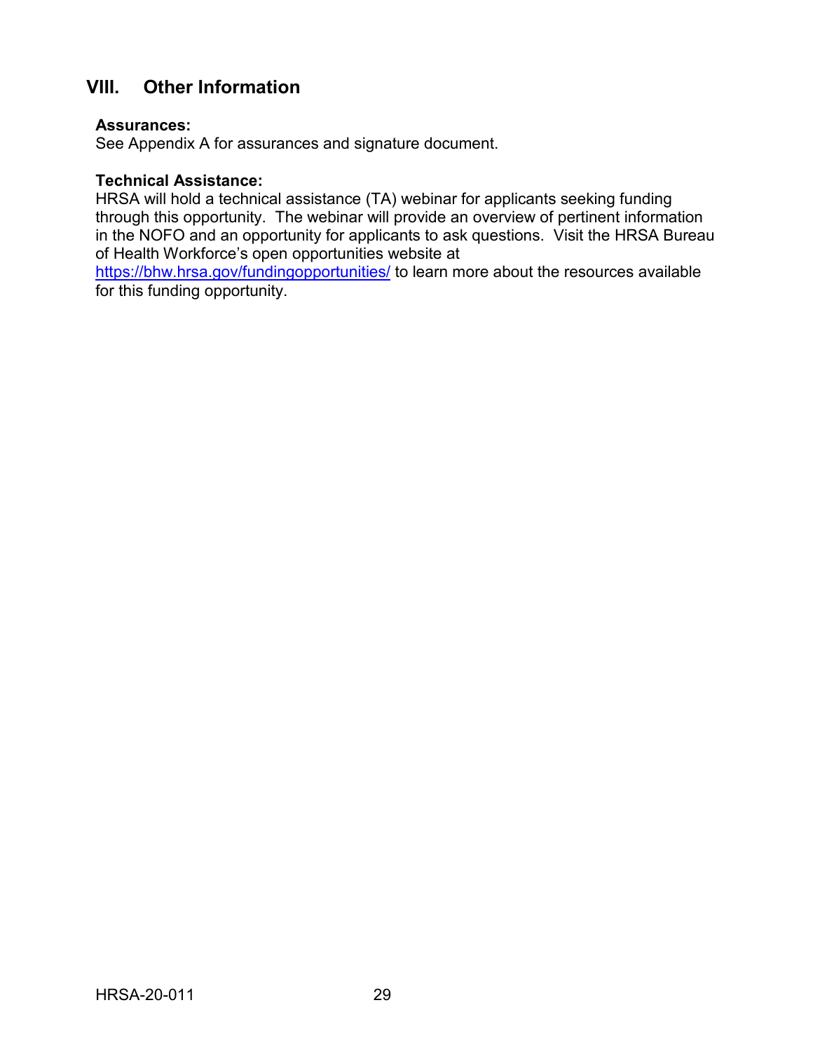## VIII. Other Information

**Assurances:**
See Appendix A for assurances and signature document.

**Technical Assistance:**
HRSA will hold a technical assistance (TA) webinar for applicants seeking funding through this opportunity. The webinar will provide an overview of pertinent information in the NOFO and an opportunity for applicants to ask questions. Visit the HRSA Bureau of Health Workforce's open opportunities website at [https://bhw.hrsa.gov/fundingopportunities/](https://bhw.hrsa.gov/fundingopportunities/) to learn more about the resources available for this funding opportunity.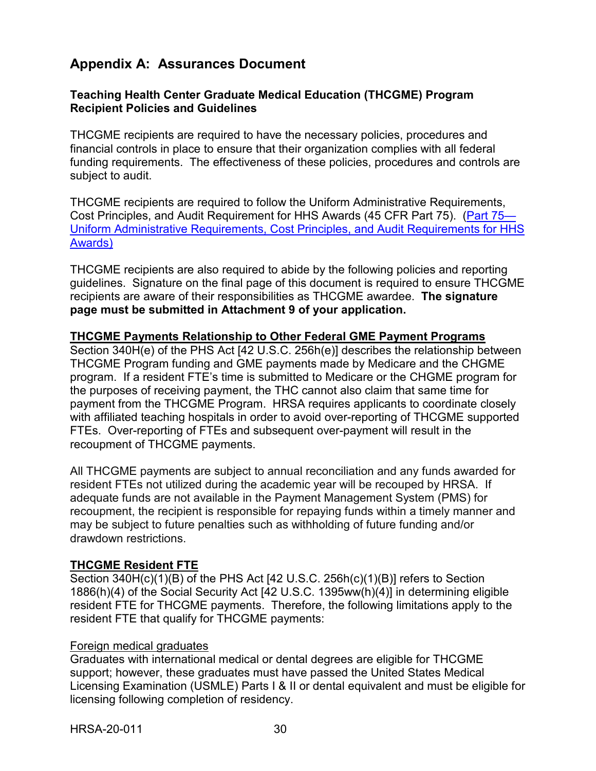# Appendix A: Assurances Document

**Teaching Health Center Graduate Medical Education (THCGME) Program Recipient Policies and Guidelines**

THCGME recipients are required to have the necessary policies, procedures and financial controls in place to ensure that their organization complies with all federal funding requirements. The effectiveness of these policies, procedures and controls are subject to audit.

THCGME recipients are required to follow the Uniform Administrative Requirements, Cost Principles, and Audit Requirement for HHS Awards (45 CFR Part 75). ([Part 75—Uniform Administrative Requirements, Cost Principles, and Audit Requirements for HHS Awards)]()

THCGME recipients are also required to abide by the following policies and reporting guidelines. Signature on the final page of this document is required to ensure THCGME recipients are aware of their responsibilities as THCGME awardee. **The signature page must be submitted in Attachment 9 of your application.**

**<u>THCGME Payments Relationship to Other Federal GME Payment Programs</u>**
Section 340H(e) of the PHS Act [42 U.S.C. 256h(e)] describes the relationship between THCGME Program funding and GME payments made by Medicare and the CHGME program. If a resident FTE's time is submitted to Medicare or the CHGME program for the purposes of receiving payment, the THC cannot also claim that same time for payment from the THCGME Program. HRSA requires applicants to coordinate closely with affiliated teaching hospitals in order to avoid over-reporting of THCGME supported FTEs. Over-reporting of FTEs and subsequent over-payment will result in the recoupment of THCGME payments.

All THCGME payments are subject to annual reconciliation and any funds awarded for resident FTEs not utilized during the academic year will be recouped by HRSA. If adequate funds are not available in the Payment Management System (PMS) for recoupment, the recipient is responsible for repaying funds within a timely manner and may be subject to future penalties such as withholding of future funding and/or drawdown restrictions.

**<u>THCGME Resident FTE</u>**
Section 340H(c)(1)(B) of the PHS Act [42 U.S.C. 256h(c)(1)(B)] refers to Section 1886(h)(4) of the Social Security Act [42 U.S.C. 1395ww(h)(4)] in determining eligible resident FTE for THCGME payments. Therefore, the following limitations apply to the resident FTE that qualify for THCGME payments:

<u>Foreign medical graduates</u>
Graduates with international medical or dental degrees are eligible for THCGME support; however, these graduates must have passed the United States Medical Licensing Examination (USMLE) Parts I & II or dental equivalent and must be eligible for licensing following completion of residency.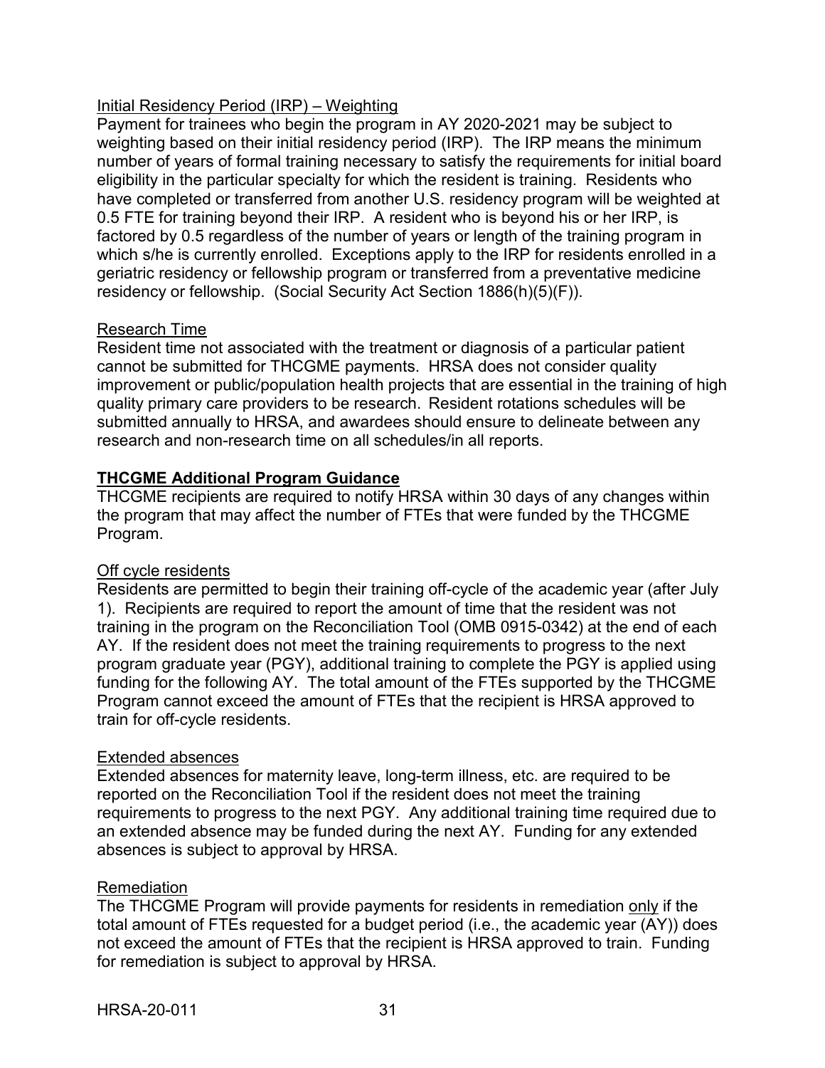Initial Residency Period (IRP) – Weighting

Payment for trainees who begin the program in AY 2020-2021 may be subject to weighting based on their initial residency period (IRP). The IRP means the minimum number of years of formal training necessary to satisfy the requirements for initial board eligibility in the particular specialty for which the resident is training. Residents who have completed or transferred from another U.S. residency program will be weighted at 0.5 FTE for training beyond their IRP. A resident who is beyond his or her IRP, is factored by 0.5 regardless of the number of years or length of the training program in which s/he is currently enrolled. Exceptions apply to the IRP for residents enrolled in a geriatric residency or fellowship program or transferred from a preventative medicine residency or fellowship. (Social Security Act Section 1886(h)(5)(F)).

Research Time

Resident time not associated with the treatment or diagnosis of a particular patient cannot be submitted for THCGME payments. HRSA does not consider quality improvement or public/population health projects that are essential in the training of high quality primary care providers to be research. Resident rotations schedules will be submitted annually to HRSA, and awardees should ensure to delineate between any research and non-research time on all schedules/in all reports.

**THCGME Additional Program Guidance**

THCGME recipients are required to notify HRSA within 30 days of any changes within the program that may affect the number of FTEs that were funded by the THCGME Program.

Off cycle residents

Residents are permitted to begin their training off-cycle of the academic year (after July 1). Recipients are required to report the amount of time that the resident was not training in the program on the Reconciliation Tool (OMB 0915-0342) at the end of each AY. If the resident does not meet the training requirements to progress to the next program graduate year (PGY), additional training to complete the PGY is applied using funding for the following AY. The total amount of the FTEs supported by the THCGME Program cannot exceed the amount of FTEs that the recipient is HRSA approved to train for off-cycle residents.

Extended absences

Extended absences for maternity leave, long-term illness, etc. are required to be reported on the Reconciliation Tool if the resident does not meet the training requirements to progress to the next PGY. Any additional training time required due to an extended absence may be funded during the next AY. Funding for any extended absences is subject to approval by HRSA.

Remediation

The THCGME Program will provide payments for residents in remediation only if the total amount of FTEs requested for a budget period (i.e., the academic year (AY)) does not exceed the amount of FTEs that the recipient is HRSA approved to train. Funding for remediation is subject to approval by HRSA.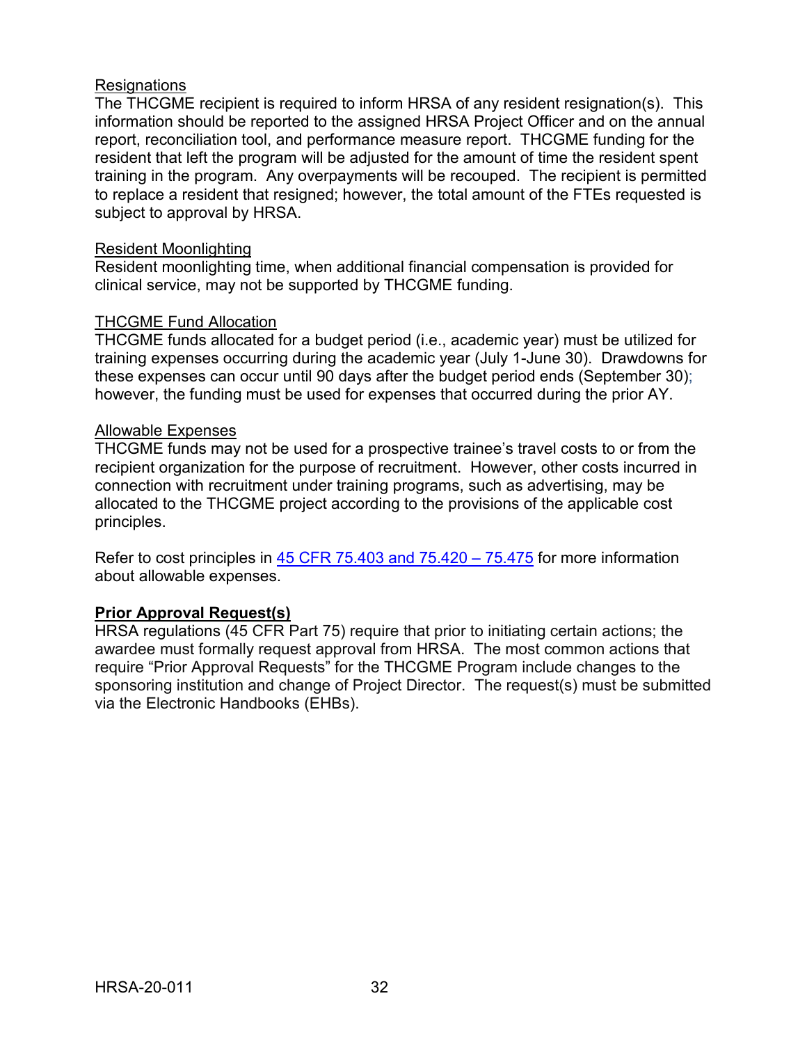Resignations

The THCGME recipient is required to inform HRSA of any resident resignation(s). This information should be reported to the assigned HRSA Project Officer and on the annual report, reconciliation tool, and performance measure report. THCGME funding for the resident that left the program will be adjusted for the amount of time the resident spent training in the program. Any overpayments will be recouped. The recipient is permitted to replace a resident that resigned; however, the total amount of the FTEs requested is subject to approval by HRSA.

Resident Moonlighting

Resident moonlighting time, when additional financial compensation is provided for clinical service, may not be supported by THCGME funding.

THCGME Fund Allocation

THCGME funds allocated for a budget period (i.e., academic year) must be utilized for training expenses occurring during the academic year (July 1-June 30). Drawdowns for these expenses can occur until 90 days after the budget period ends (September 30); however, the funding must be used for expenses that occurred during the prior AY.

Allowable Expenses

THCGME funds may not be used for a prospective trainee's travel costs to or from the recipient organization for the purpose of recruitment. However, other costs incurred in connection with recruitment under training programs, such as advertising, may be allocated to the THCGME project according to the provisions of the applicable cost principles.

Refer to cost principles in 45 CFR 75.403 and 75.420 – 75.475 for more information about allowable expenses.

**Prior Approval Request(s)**

HRSA regulations (45 CFR Part 75) require that prior to initiating certain actions; the awardee must formally request approval from HRSA. The most common actions that require "Prior Approval Requests" for the THCGME Program include changes to the sponsoring institution and change of Project Director. The request(s) must be submitted via the Electronic Handbooks (EHBs).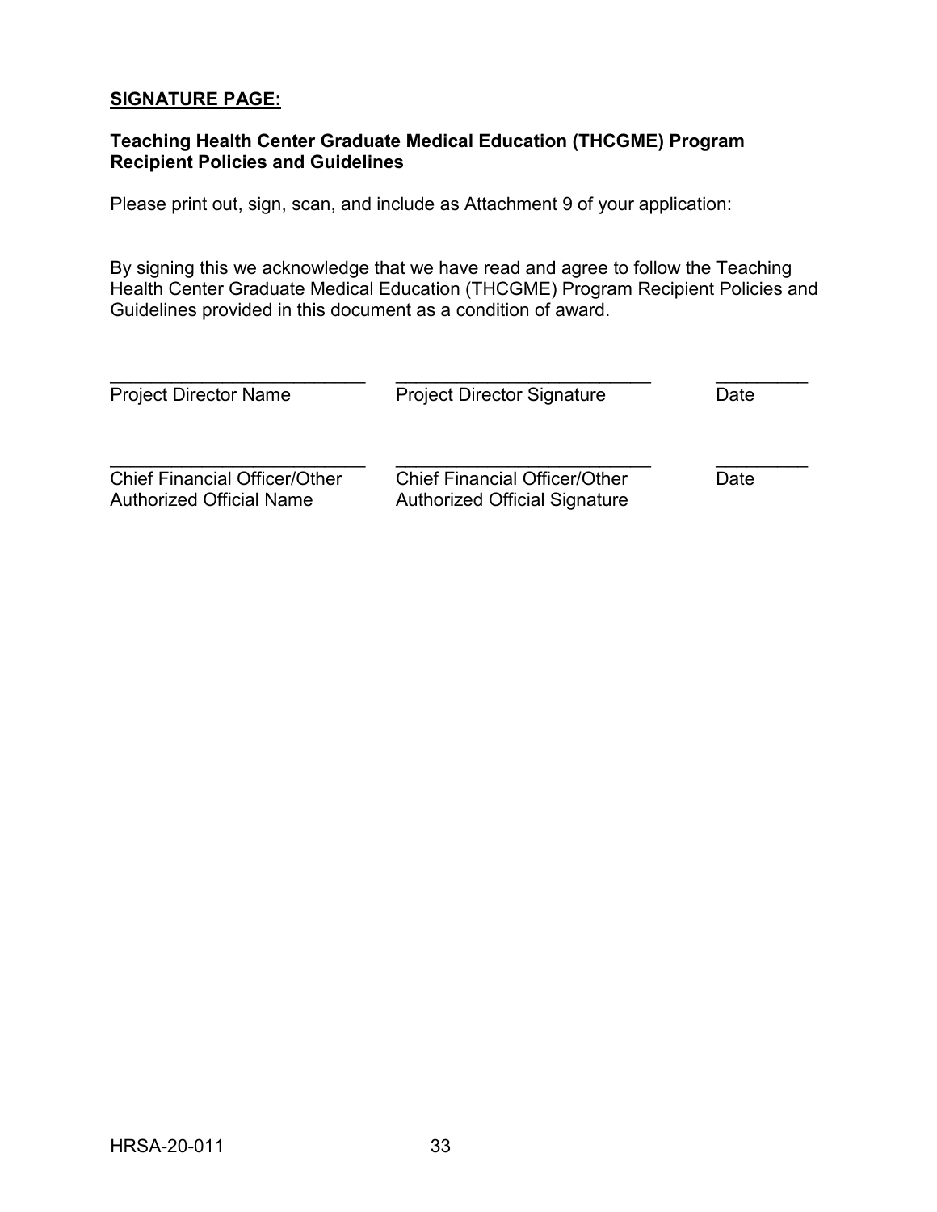**SIGNATURE PAGE:**

**Teaching Health Center Graduate Medical Education (THCGME) Program Recipient Policies and Guidelines**

Please print out, sign, scan, and include as Attachment 9 of your application:

By signing this we acknowledge that we have read and agree to follow the Teaching Health Center Graduate Medical Education (THCGME) Program Recipient Policies and Guidelines provided in this document as a condition of award.

| ___________________________ | ___________________________ | __________ |
|---|---|---|
| Project Director Name | Project Director Signature | Date |
| ___________________________ | ___________________________ | __________ |
| Chief Financial Officer/Other Authorized Official Name | Chief Financial Officer/Other Authorized Official Signature | Date |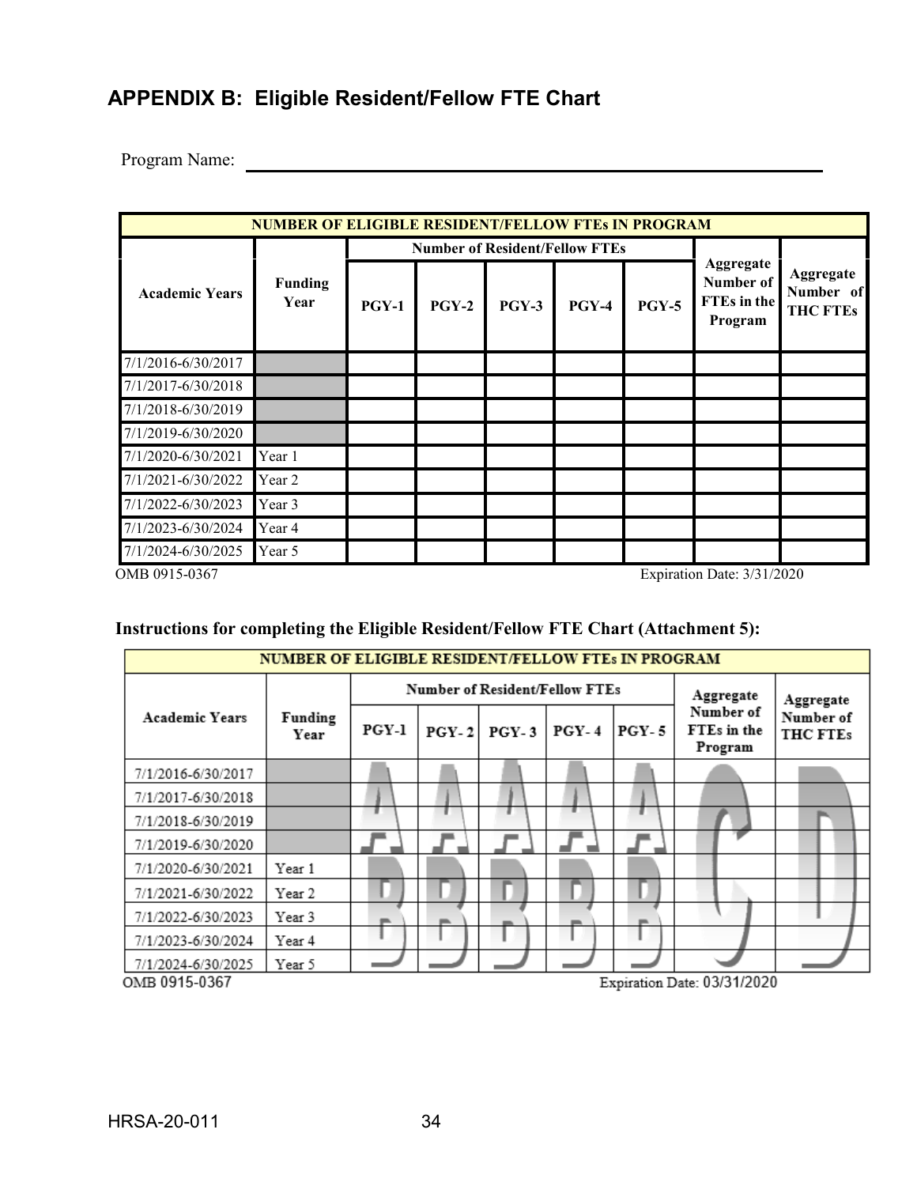## APPENDIX B: Eligible Resident/Fellow FTE Chart

Program Name: \_\_\_\_\_\_\_\_\_\_\_\_\_\_\_\_\_\_\_\_\_\_\_\_\_\_\_\_\_\_\_\_\_\_\_\_\_\_\_\_\_\_\_\_

| NUMBER OF ELIGIBLE RESIDENT/FELLOW FTEs IN PROGRAM | | | | | | | | |
|---|---|---|---|---|---|---|---|---|
| **Academic Years** | **Funding Year** | **Number of Resident/Fellow FTEs** | | | | | **Aggregate Number of FTEs in the Program** | **Aggregate Number of THC FTEs** |
| | | **PGY-1** | **PGY-2** | **PGY-3** | **PGY-4** | **PGY-5** | | |
| 7/1/2016-6/30/2017 | | | | | | | | |
| 7/1/2017-6/30/2018 | | | | | | | | |
| 7/1/2018-6/30/2019 | | | | | | | | |
| 7/1/2019-6/30/2020 | | | | | | | | |
| 7/1/2020-6/30/2021 | Year 1 | | | | | | | |
| 7/1/2021-6/30/2022 | Year 2 | | | | | | | |
| 7/1/2022-6/30/2023 | Year 3 | | | | | | | |
| 7/1/2023-6/30/2024 | Year 4 | | | | | | | |
| 7/1/2024-6/30/2025 | Year 5 | | | | | | | |

OMB 0915-0367 Expiration Date: 3/31/2020

**Instructions for completing the Eligible Resident/Fellow FTE Chart (Attachment 5):**

| NUMBER OF ELIGIBLE RESIDENT/FELLOW FTEs IN PROGRAM | | | | | | | | |
|---|---|---|---|---|---|---|---|---|
| **Academic Years** | **Funding Year** | **Number of Resident/Fellow FTEs** | | | | | **Aggregate Number of FTEs in the Program** | **Aggregate Number of THC FTEs** |
| | | **PGY-1** | **PGY-2** | **PGY-3** | **PGY-4** | **PGY-5** | | |
| 7/1/2016-6/30/2017 | | A | A | A | A | A | C | D |
| 7/1/2017-6/30/2018 | | A | A | A | A | A | C | D |
| 7/1/2018-6/30/2019 | | A | A | A | A | A | C | D |
| 7/1/2019-6/30/2020 | | A | A | A | A | A | C | D |
| 7/1/2020-6/30/2021 | Year 1 | B | B | B | B | B | C | D |
| 7/1/2021-6/30/2022 | Year 2 | B | B | B | B | B | C | D |
| 7/1/2022-6/30/2023 | Year 3 | B | B | B | B | B | C | D |
| 7/1/2023-6/30/2024 | Year 4 | B | B | B | B | B | C | D |
| 7/1/2024-6/30/2025 | Year 5 | B | B | B | B | B | C | D |

OMB 0915-0367 Expiration Date: 03/31/2020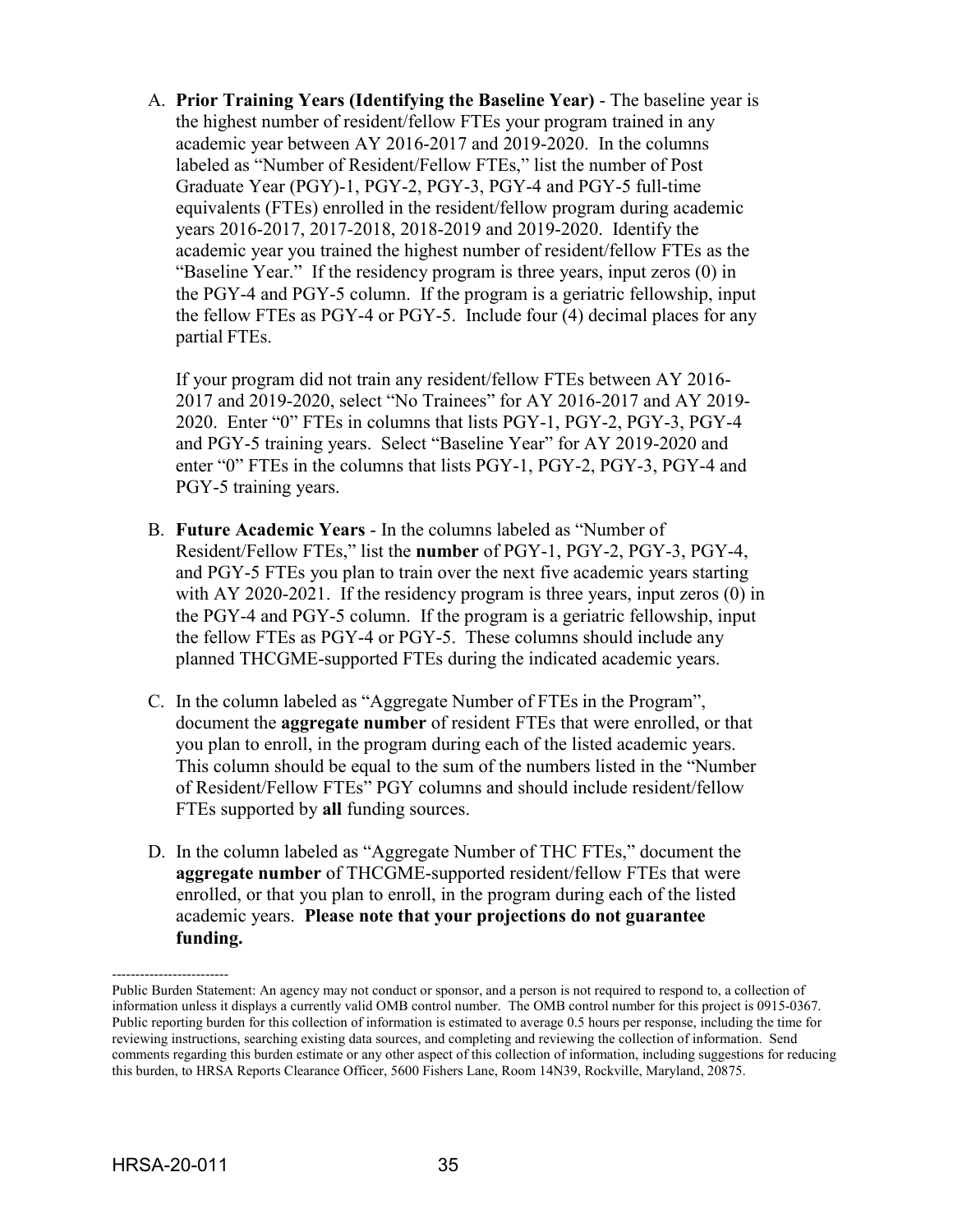A. **Prior Training Years (Identifying the Baseline Year)** - The baseline year is the highest number of resident/fellow FTEs your program trained in any academic year between AY 2016-2017 and 2019-2020. In the columns labeled as "Number of Resident/Fellow FTEs," list the number of Post Graduate Year (PGY)-1, PGY-2, PGY-3, PGY-4 and PGY-5 full-time equivalents (FTEs) enrolled in the resident/fellow program during academic years 2016-2017, 2017-2018, 2018-2019 and 2019-2020. Identify the academic year you trained the highest number of resident/fellow FTEs as the "Baseline Year." If the residency program is three years, input zeros (0) in the PGY-4 and PGY-5 column. If the program is a geriatric fellowship, input the fellow FTEs as PGY-4 or PGY-5. Include four (4) decimal places for any partial FTEs.

   If your program did not train any resident/fellow FTEs between AY 2016-2017 and 2019-2020, select "No Trainees" for AY 2016-2017 and AY 2019-2020. Enter "0" FTEs in columns that lists PGY-1, PGY-2, PGY-3, PGY-4 and PGY-5 training years. Select "Baseline Year" for AY 2019-2020 and enter "0" FTEs in the columns that lists PGY-1, PGY-2, PGY-3, PGY-4 and PGY-5 training years.

B. **Future Academic Years** - In the columns labeled as "Number of Resident/Fellow FTEs," list the **number** of PGY-1, PGY-2, PGY-3, PGY-4, and PGY-5 FTEs you plan to train over the next five academic years starting with AY 2020-2021. If the residency program is three years, input zeros (0) in the PGY-4 and PGY-5 column. If the program is a geriatric fellowship, input the fellow FTEs as PGY-4 or PGY-5. These columns should include any planned THCGME-supported FTEs during the indicated academic years.

C. In the column labeled as "Aggregate Number of FTEs in the Program", document the **aggregate number** of resident FTEs that were enrolled, or that you plan to enroll, in the program during each of the listed academic years. This column should be equal to the sum of the numbers listed in the "Number of Resident/Fellow FTEs" PGY columns and should include resident/fellow FTEs supported by **all** funding sources.

D. In the column labeled as "Aggregate Number of THC FTEs," document the **aggregate number** of THCGME-supported resident/fellow FTEs that were enrolled, or that you plan to enroll, in the program during each of the listed academic years. **Please note that your projections do not guarantee funding.**

-------------------------

Public Burden Statement: An agency may not conduct or sponsor, and a person is not required to respond to, a collection of information unless it displays a currently valid OMB control number. The OMB control number for this project is 0915-0367. Public reporting burden for this collection of information is estimated to average 0.5 hours per response, including the time for reviewing instructions, searching existing data sources, and completing and reviewing the collection of information. Send comments regarding this burden estimate or any other aspect of this collection of information, including suggestions for reducing this burden, to HRSA Reports Clearance Officer, 5600 Fishers Lane, Room 14N39, Rockville, Maryland, 20875.